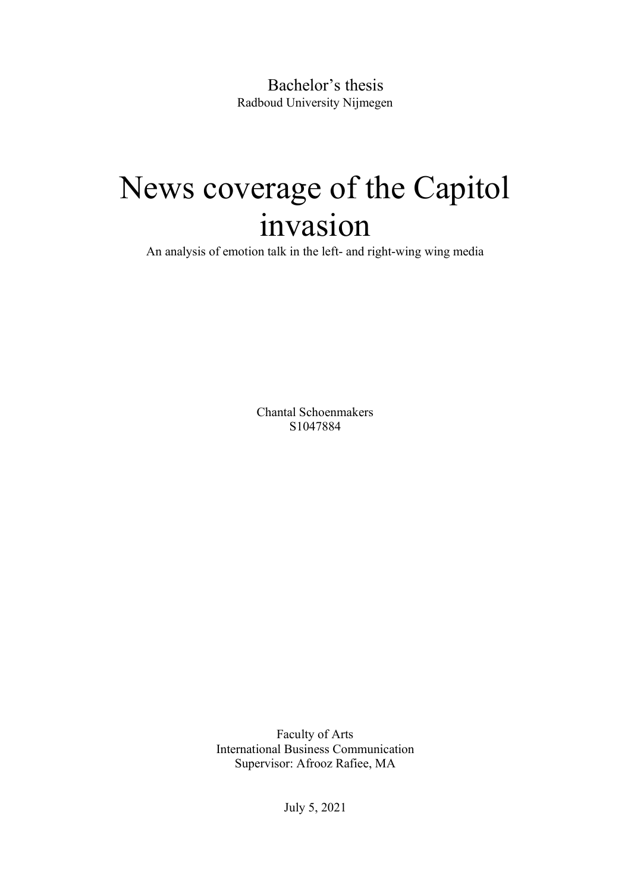Bachelor's thesis

Radboud University Nijmegen

# News coverage of the Capitol invasion

An analysis of emotion talk in the left- and right-wing wing media

Chantal Schoenmakers

S1047884

Faculty of Arts

International Business Communication

Supervisor: Afrooz Rafiee, MA

July 5, 2021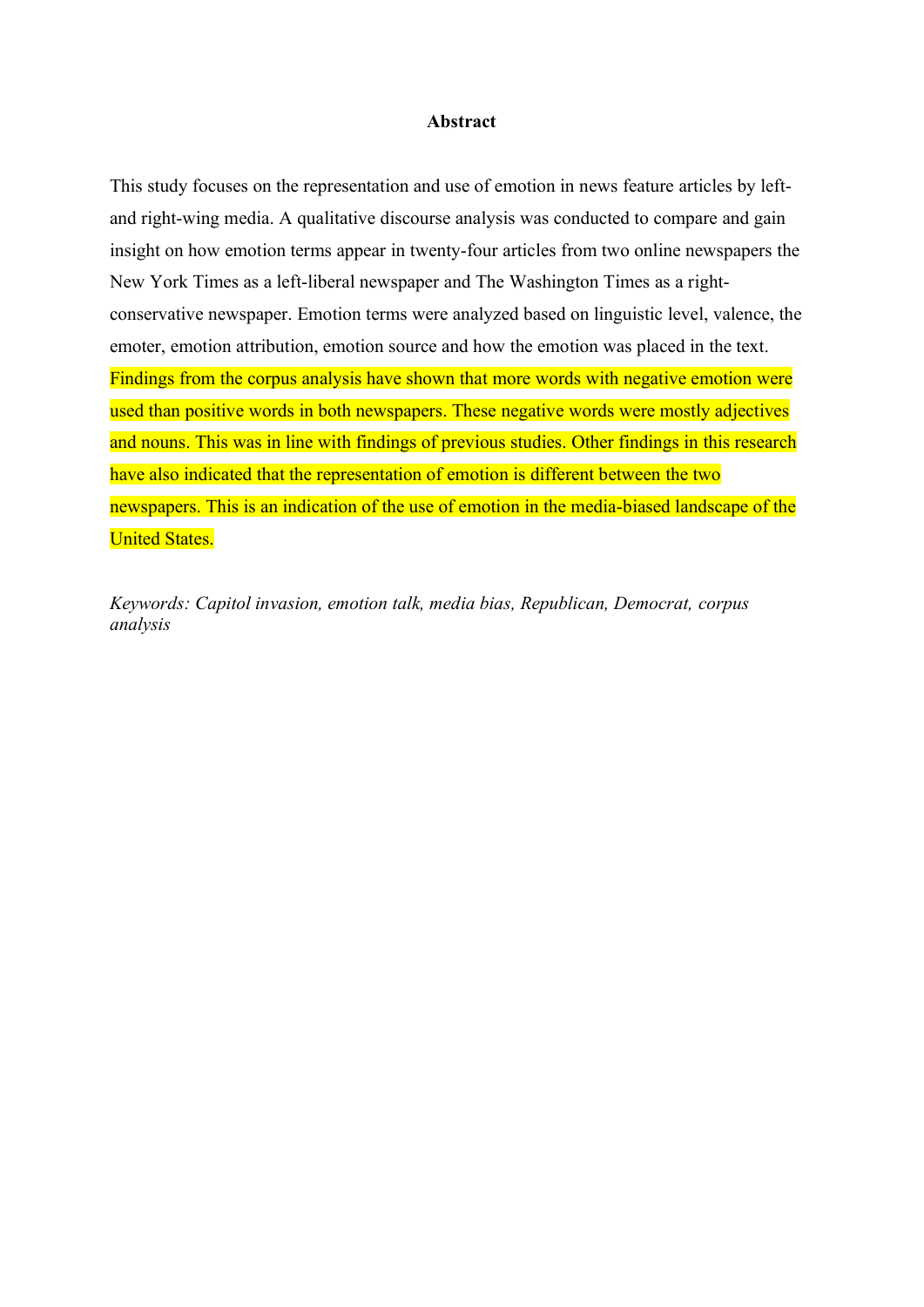## Abstract

This study focuses on the representation and use of emotion in news feature articles by left- and right-wing media. A qualitative discourse analysis was conducted to compare and gain insight on how emotion terms appear in twenty-four articles from two online newspapers the New York Times as a left-liberal newspaper and The Washington Times as a right-conservative newspaper. Emotion terms were analyzed based on linguistic level, valence, the emoter, emotion attribution, emotion source and how the emotion was placed in the text. Findings from the corpus analysis have shown that more words with negative emotion were used than positive words in both newspapers. These negative words were mostly adjectives and nouns. This was in line with findings of previous studies. Other findings in this research have also indicated that the representation of emotion is different between the two newspapers. This is an indication of the use of emotion in the media-biased landscape of the United States.

*Keywords: Capitol invasion, emotion talk, media bias, Republican, Democrat, corpus analysis*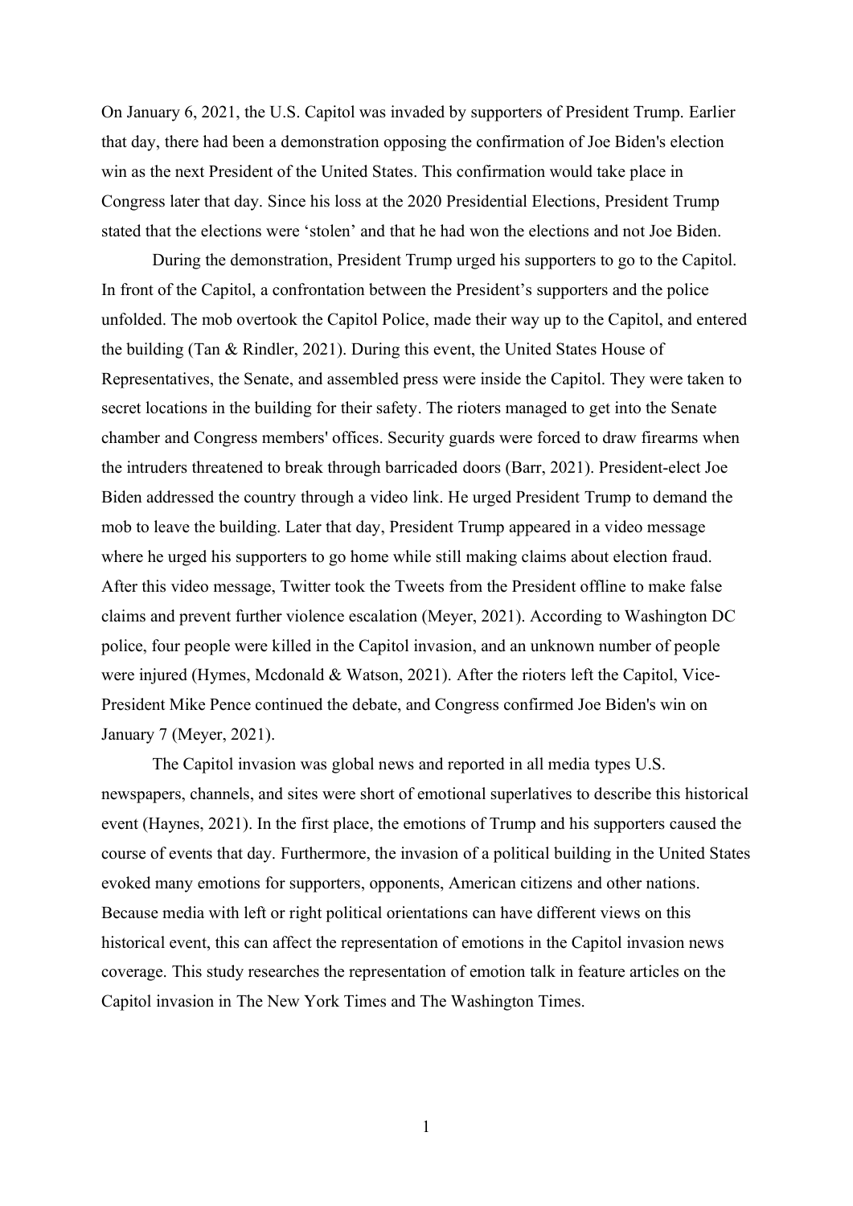On January 6, 2021, the U.S. Capitol was invaded by supporters of President Trump. Earlier that day, there had been a demonstration opposing the confirmation of Joe Biden's election win as the next President of the United States. This confirmation would take place in Congress later that day. Since his loss at the 2020 Presidential Elections, President Trump stated that the elections were 'stolen' and that he had won the elections and not Joe Biden.

During the demonstration, President Trump urged his supporters to go to the Capitol. In front of the Capitol, a confrontation between the President's supporters and the police unfolded. The mob overtook the Capitol Police, made their way up to the Capitol, and entered the building (Tan & Rindler, 2021). During this event, the United States House of Representatives, the Senate, and assembled press were inside the Capitol. They were taken to secret locations in the building for their safety. The rioters managed to get into the Senate chamber and Congress members' offices. Security guards were forced to draw firearms when the intruders threatened to break through barricaded doors (Barr, 2021). President-elect Joe Biden addressed the country through a video link. He urged President Trump to demand the mob to leave the building. Later that day, President Trump appeared in a video message where he urged his supporters to go home while still making claims about election fraud. After this video message, Twitter took the Tweets from the President offline to make false claims and prevent further violence escalation (Meyer, 2021). According to Washington DC police, four people were killed in the Capitol invasion, and an unknown number of people were injured (Hymes, Mcdonald & Watson, 2021). After the rioters left the Capitol, Vice-President Mike Pence continued the debate, and Congress confirmed Joe Biden's win on January 7 (Meyer, 2021).

The Capitol invasion was global news and reported in all media types U.S. newspapers, channels, and sites were short of emotional superlatives to describe this historical event (Haynes, 2021). In the first place, the emotions of Trump and his supporters caused the course of events that day. Furthermore, the invasion of a political building in the United States evoked many emotions for supporters, opponents, American citizens and other nations. Because media with left or right political orientations can have different views on this historical event, this can affect the representation of emotions in the Capitol invasion news coverage. This study researches the representation of emotion talk in feature articles on the Capitol invasion in The New York Times and The Washington Times.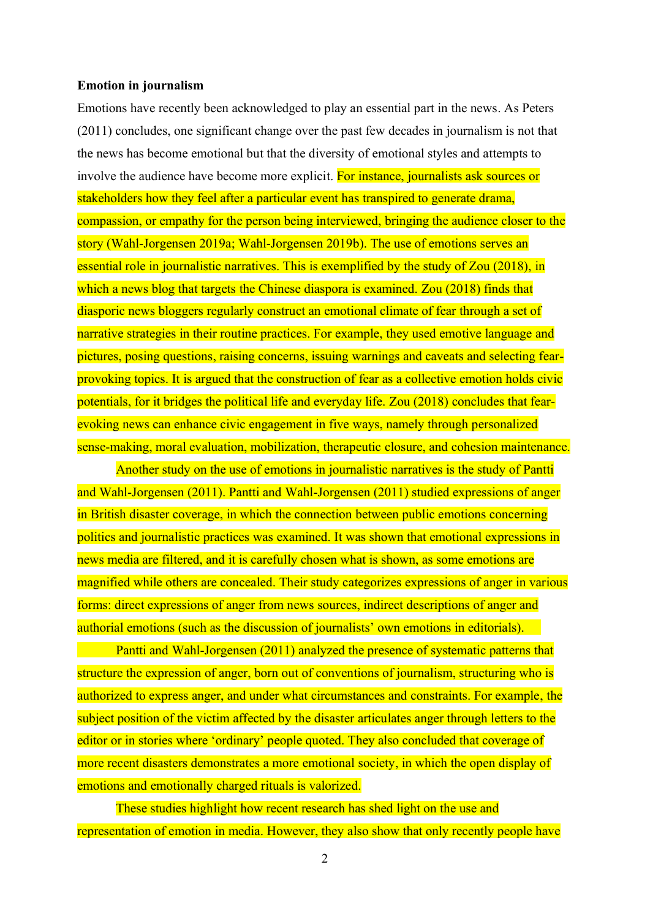**Emotion in journalism**

Emotions have recently been acknowledged to play an essential part in the news. As Peters (2011) concludes, one significant change over the past few decades in journalism is not that the news has become emotional but that the diversity of emotional styles and attempts to involve the audience have become more explicit. For instance, journalists ask sources or stakeholders how they feel after a particular event has transpired to generate drama, compassion, or empathy for the person being interviewed, bringing the audience closer to the story (Wahl-Jorgensen 2019a; Wahl-Jorgensen 2019b). The use of emotions serves an essential role in journalistic narratives. This is exemplified by the study of Zou (2018), in which a news blog that targets the Chinese diaspora is examined. Zou (2018) finds that diasporic news bloggers regularly construct an emotional climate of fear through a set of narrative strategies in their routine practices. For example, they used emotive language and pictures, posing questions, raising concerns, issuing warnings and caveats and selecting fear-provoking topics. It is argued that the construction of fear as a collective emotion holds civic potentials, for it bridges the political life and everyday life. Zou (2018) concludes that fear-evoking news can enhance civic engagement in five ways, namely through personalized sense-making, moral evaluation, mobilization, therapeutic closure, and cohesion maintenance.

Another study on the use of emotions in journalistic narratives is the study of Pantti and Wahl-Jorgensen (2011). Pantti and Wahl-Jorgensen (2011) studied expressions of anger in British disaster coverage, in which the connection between public emotions concerning politics and journalistic practices was examined. It was shown that emotional expressions in news media are filtered, and it is carefully chosen what is shown, as some emotions are magnified while others are concealed. Their study categorizes expressions of anger in various forms: direct expressions of anger from news sources, indirect descriptions of anger and authorial emotions (such as the discussion of journalists' own emotions in editorials).

Pantti and Wahl-Jorgensen (2011) analyzed the presence of systematic patterns that structure the expression of anger, born out of conventions of journalism, structuring who is authorized to express anger, and under what circumstances and constraints. For example, the subject position of the victim affected by the disaster articulates anger through letters to the editor or in stories where 'ordinary' people quoted. They also concluded that coverage of more recent disasters demonstrates a more emotional society, in which the open display of emotions and emotionally charged rituals is valorized.

These studies highlight how recent research has shed light on the use and representation of emotion in media. However, they also show that only recently people have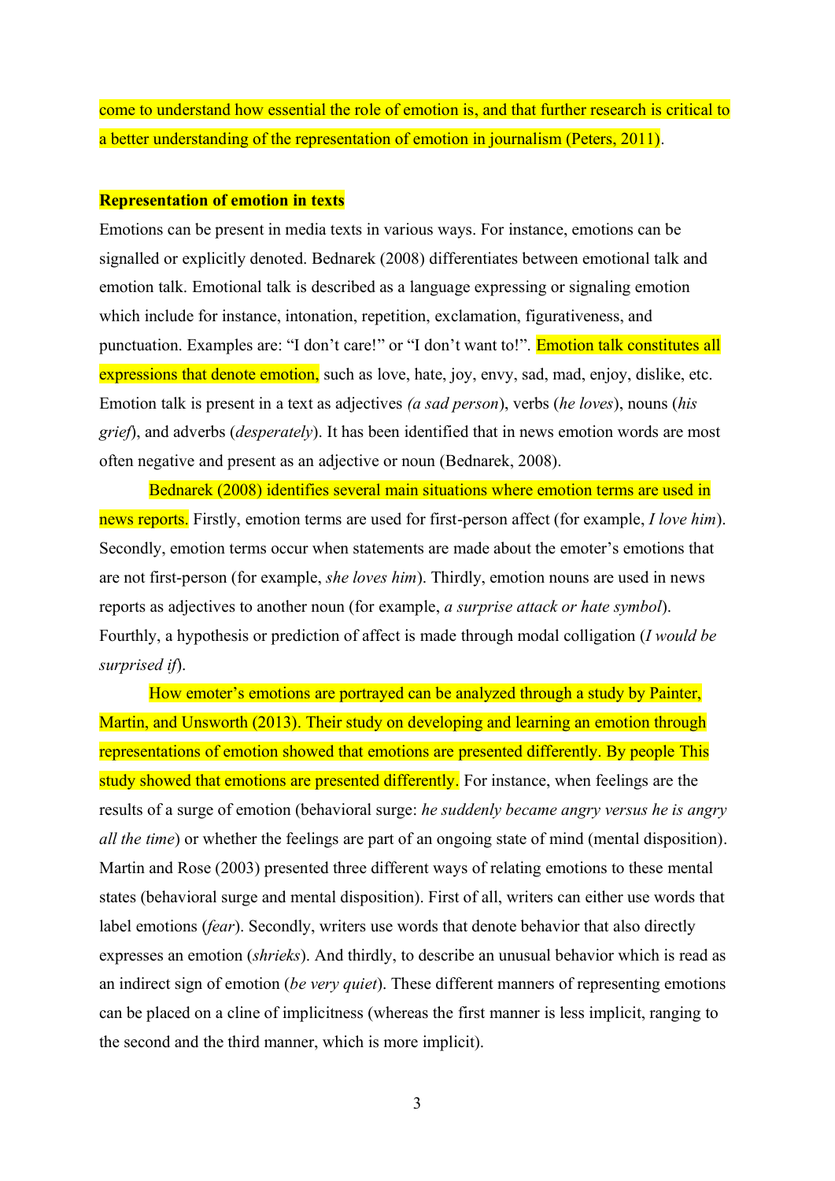come to understand how essential the role of emotion is, and that further research is critical to a better understanding of the representation of emotion in journalism (Peters, 2011).

**Representation of emotion in texts**

Emotions can be present in media texts in various ways. For instance, emotions can be signalled or explicitly denoted. Bednarek (2008) differentiates between emotional talk and emotion talk. Emotional talk is described as a language expressing or signaling emotion which include for instance, intonation, repetition, exclamation, figurativeness, and punctuation. Examples are: "I don't care!" or "I don't want to!". Emotion talk constitutes all expressions that denote emotion, such as love, hate, joy, envy, sad, mad, enjoy, dislike, etc. Emotion talk is present in a text as adjectives *(a sad person*), verbs (*he loves*), nouns (*his grief*), and adverbs (*desperately*). It has been identified that in news emotion words are most often negative and present as an adjective or noun (Bednarek, 2008).

Bednarek (2008) identifies several main situations where emotion terms are used in news reports. Firstly, emotion terms are used for first-person affect (for example, *I love him*). Secondly, emotion terms occur when statements are made about the emoter's emotions that are not first-person (for example, *she loves him*). Thirdly, emotion nouns are used in news reports as adjectives to another noun (for example, *a surprise attack or hate symbol*). Fourthly, a hypothesis or prediction of affect is made through modal colligation (*I would be surprised if*).

How emoter's emotions are portrayed can be analyzed through a study by Painter, Martin, and Unsworth (2013). Their study on developing and learning an emotion through representations of emotion showed that emotions are presented differently. By people This study showed that emotions are presented differently. For instance, when feelings are the results of a surge of emotion (behavioral surge: *he suddenly became angry versus he is angry all the time*) or whether the feelings are part of an ongoing state of mind (mental disposition). Martin and Rose (2003) presented three different ways of relating emotions to these mental states (behavioral surge and mental disposition). First of all, writers can either use words that label emotions (*fear*). Secondly, writers use words that denote behavior that also directly expresses an emotion (*shrieks*). And thirdly, to describe an unusual behavior which is read as an indirect sign of emotion (*be very quiet*). These different manners of representing emotions can be placed on a cline of implicitness (whereas the first manner is less implicit, ranging to the second and the third manner, which is more implicit).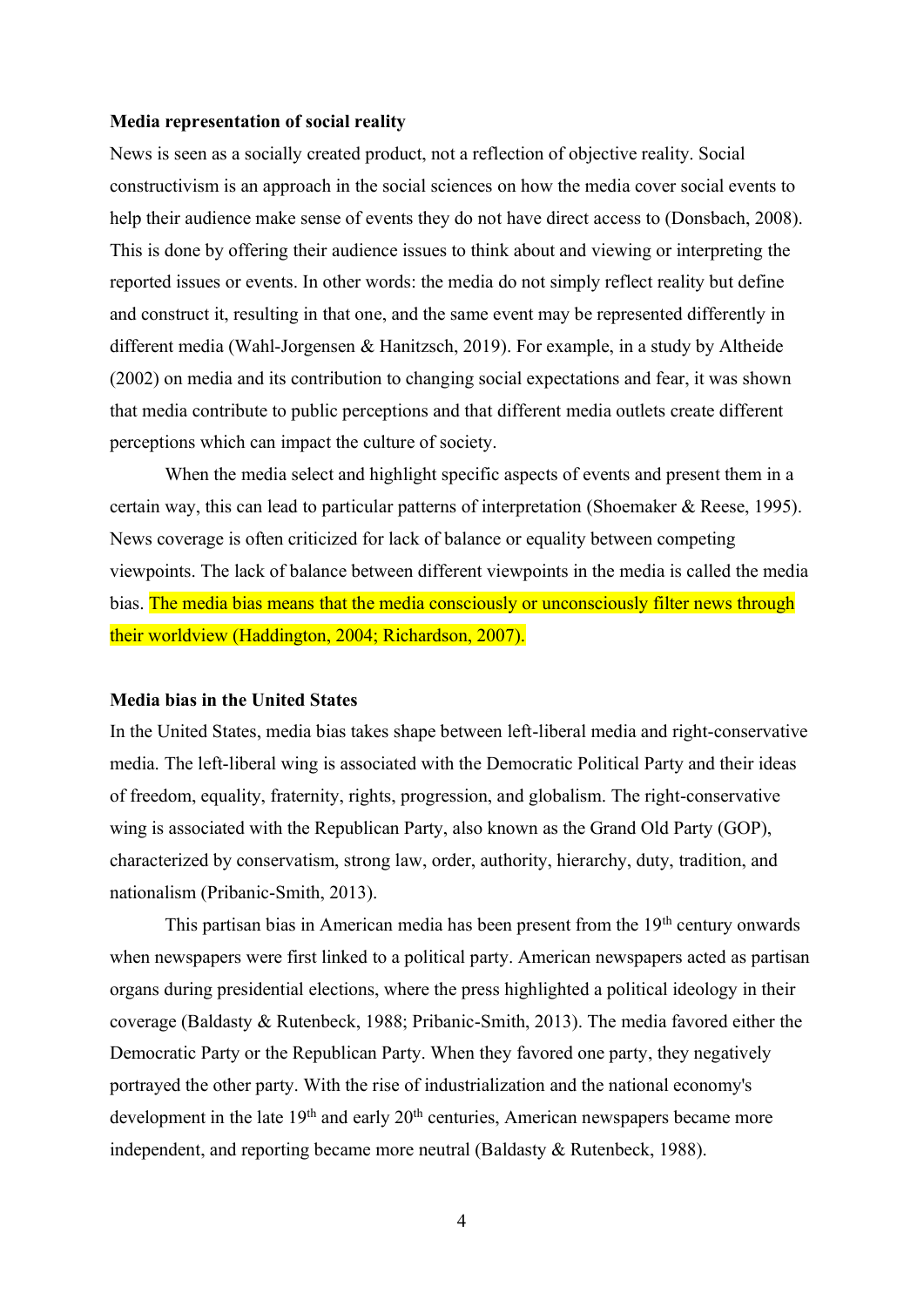**Media representation of social reality**

News is seen as a socially created product, not a reflection of objective reality. Social constructivism is an approach in the social sciences on how the media cover social events to help their audience make sense of events they do not have direct access to (Donsbach, 2008). This is done by offering their audience issues to think about and viewing or interpreting the reported issues or events. In other words: the media do not simply reflect reality but define and construct it, resulting in that one, and the same event may be represented differently in different media (Wahl-Jorgensen & Hanitzsch, 2019). For example, in a study by Altheide (2002) on media and its contribution to changing social expectations and fear, it was shown that media contribute to public perceptions and that different media outlets create different perceptions which can impact the culture of society.

When the media select and highlight specific aspects of events and present them in a certain way, this can lead to particular patterns of interpretation (Shoemaker & Reese, 1995). News coverage is often criticized for lack of balance or equality between competing viewpoints. The lack of balance between different viewpoints in the media is called the media bias. The media bias means that the media consciously or unconsciously filter news through their worldview (Haddington, 2004; Richardson, 2007).

**Media bias in the United States**

In the United States, media bias takes shape between left-liberal media and right-conservative media. The left-liberal wing is associated with the Democratic Political Party and their ideas of freedom, equality, fraternity, rights, progression, and globalism. The right-conservative wing is associated with the Republican Party, also known as the Grand Old Party (GOP), characterized by conservatism, strong law, order, authority, hierarchy, duty, tradition, and nationalism (Pribanic-Smith, 2013).

This partisan bias in American media has been present from the 19th century onwards when newspapers were first linked to a political party. American newspapers acted as partisan organs during presidential elections, where the press highlighted a political ideology in their coverage (Baldasty & Rutenbeck, 1988; Pribanic-Smith, 2013). The media favored either the Democratic Party or the Republican Party. When they favored one party, they negatively portrayed the other party. With the rise of industrialization and the national economy's development in the late 19th and early 20th centuries, American newspapers became more independent, and reporting became more neutral (Baldasty & Rutenbeck, 1988).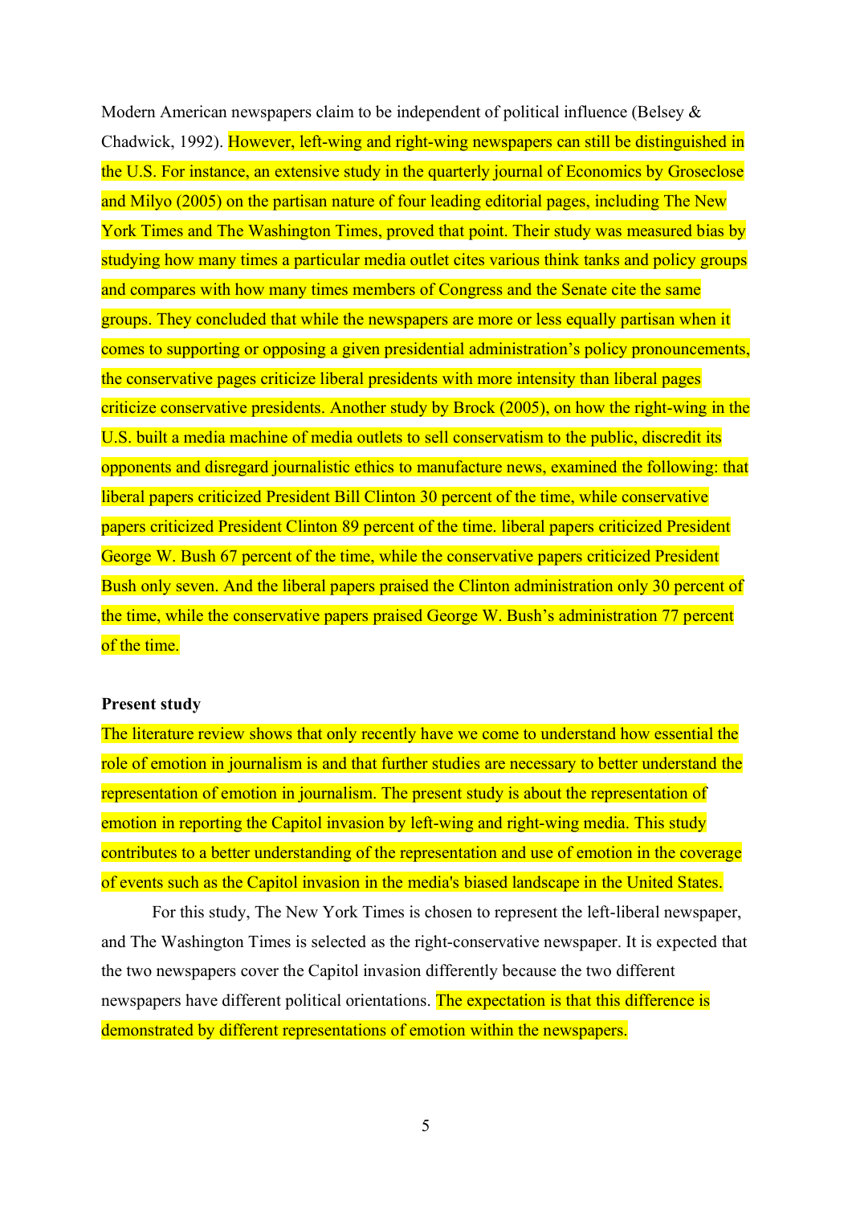Modern American newspapers claim to be independent of political influence (Belsey & Chadwick, 1992). However, left-wing and right-wing newspapers can still be distinguished in the U.S. For instance, an extensive study in the quarterly journal of Economics by Groseclose and Milyo (2005) on the partisan nature of four leading editorial pages, including The New York Times and The Washington Times, proved that point. Their study was measured bias by studying how many times a particular media outlet cites various think tanks and policy groups and compares with how many times members of Congress and the Senate cite the same groups. They concluded that while the newspapers are more or less equally partisan when it comes to supporting or opposing a given presidential administration's policy pronouncements, the conservative pages criticize liberal presidents with more intensity than liberal pages criticize conservative presidents. Another study by Brock (2005), on how the right-wing in the U.S. built a media machine of media outlets to sell conservatism to the public, discredit its opponents and disregard journalistic ethics to manufacture news, examined the following: that liberal papers criticized President Bill Clinton 30 percent of the time, while conservative papers criticized President Clinton 89 percent of the time. liberal papers criticized President George W. Bush 67 percent of the time, while the conservative papers criticized President Bush only seven. And the liberal papers praised the Clinton administration only 30 percent of the time, while the conservative papers praised George W. Bush's administration 77 percent of the time.

**Present study**

The literature review shows that only recently have we come to understand how essential the role of emotion in journalism is and that further studies are necessary to better understand the representation of emotion in journalism. The present study is about the representation of emotion in reporting the Capitol invasion by left-wing and right-wing media. This study contributes to a better understanding of the representation and use of emotion in the coverage of events such as the Capitol invasion in the media's biased landscape in the United States.

For this study, The New York Times is chosen to represent the left-liberal newspaper, and The Washington Times is selected as the right-conservative newspaper. It is expected that the two newspapers cover the Capitol invasion differently because the two different newspapers have different political orientations. The expectation is that this difference is demonstrated by different representations of emotion within the newspapers.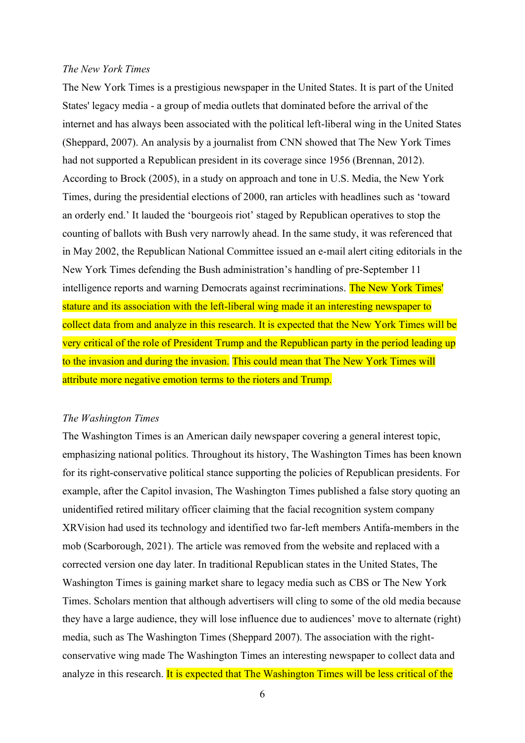*The New York Times*

The New York Times is a prestigious newspaper in the United States. It is part of the United States' legacy media - a group of media outlets that dominated before the arrival of the internet and has always been associated with the political left-liberal wing in the United States (Sheppard, 2007). An analysis by a journalist from CNN showed that The New York Times had not supported a Republican president in its coverage since 1956 (Brennan, 2012). According to Brock (2005), in a study on approach and tone in U.S. Media, the New York Times, during the presidential elections of 2000, ran articles with headlines such as 'toward an orderly end.' It lauded the 'bourgeois riot' staged by Republican operatives to stop the counting of ballots with Bush very narrowly ahead. In the same study, it was referenced that in May 2002, the Republican National Committee issued an e-mail alert citing editorials in the New York Times defending the Bush administration's handling of pre-September 11 intelligence reports and warning Democrats against recriminations. The New York Times' stature and its association with the left-liberal wing made it an interesting newspaper to collect data from and analyze in this research. It is expected that the New York Times will be very critical of the role of President Trump and the Republican party in the period leading up to the invasion and during the invasion. This could mean that The New York Times will attribute more negative emotion terms to the rioters and Trump.

*The Washington Times*

The Washington Times is an American daily newspaper covering a general interest topic, emphasizing national politics. Throughout its history, The Washington Times has been known for its right-conservative political stance supporting the policies of Republican presidents. For example, after the Capitol invasion, The Washington Times published a false story quoting an unidentified retired military officer claiming that the facial recognition system company XRVision had used its technology and identified two far-left members Antifa-members in the mob (Scarborough, 2021). The article was removed from the website and replaced with a corrected version one day later. In traditional Republican states in the United States, The Washington Times is gaining market share to legacy media such as CBS or The New York Times. Scholars mention that although advertisers will cling to some of the old media because they have a large audience, they will lose influence due to audiences' move to alternate (right) media, such as The Washington Times (Sheppard 2007). The association with the right-conservative wing made The Washington Times an interesting newspaper to collect data and analyze in this research. It is expected that The Washington Times will be less critical of the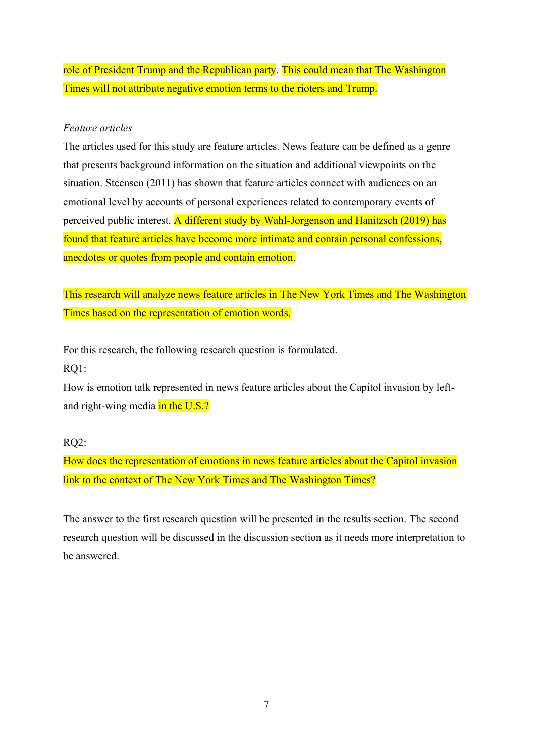role of President Trump and the Republican party. This could mean that The Washington Times will not attribute negative emotion terms to the rioters and Trump.

*Feature articles*

The articles used for this study are feature articles. News feature can be defined as a genre that presents background information on the situation and additional viewpoints on the situation. Steensen (2011) has shown that feature articles connect with audiences on an emotional level by accounts of personal experiences related to contemporary events of perceived public interest. A different study by Wahl-Jorgenson and Hanitzsch (2019) has found that feature articles have become more intimate and contain personal confessions, anecdotes or quotes from people and contain emotion.

This research will analyze news feature articles in The New York Times and The Washington Times based on the representation of emotion words.

For this research, the following research question is formulated.

RQ1:

How is emotion talk represented in news feature articles about the Capitol invasion by left- and right-wing media in the U.S.?

RQ2:

How does the representation of emotions in news feature articles about the Capitol invasion link to the context of The New York Times and The Washington Times?

The answer to the first research question will be presented in the results section. The second research question will be discussed in the discussion section as it needs more interpretation to be answered.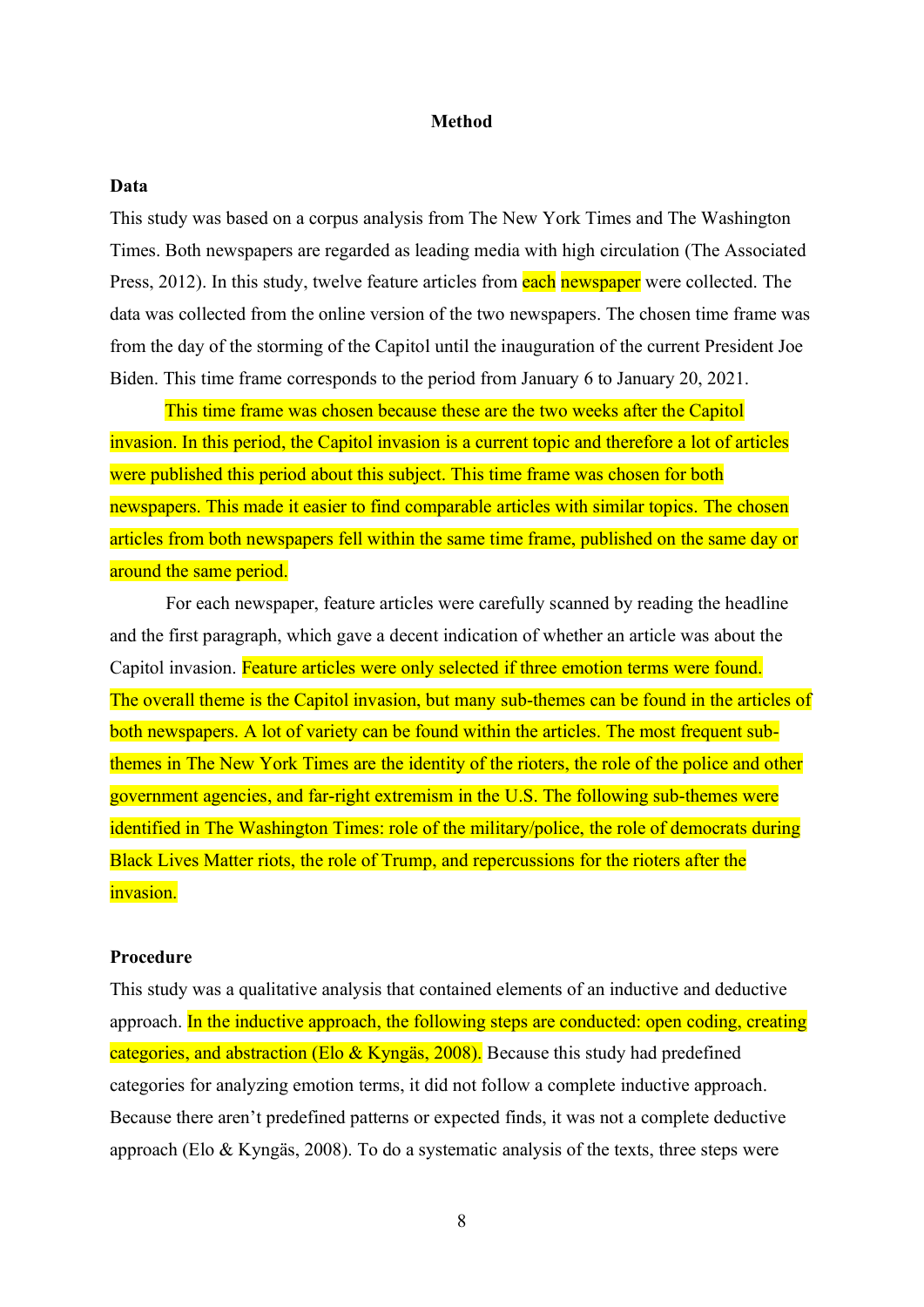# Method

## Data

This study was based on a corpus analysis from The New York Times and The Washington Times. Both newspapers are regarded as leading media with high circulation (The Associated Press, 2012). In this study, twelve feature articles from each newspaper were collected. The data was collected from the online version of the two newspapers. The chosen time frame was from the day of the storming of the Capitol until the inauguration of the current President Joe Biden. This time frame corresponds to the period from January 6 to January 20, 2021.

This time frame was chosen because these are the two weeks after the Capitol invasion. In this period, the Capitol invasion is a current topic and therefore a lot of articles were published this period about this subject. This time frame was chosen for both newspapers. This made it easier to find comparable articles with similar topics. The chosen articles from both newspapers fell within the same time frame, published on the same day or around the same period.

For each newspaper, feature articles were carefully scanned by reading the headline and the first paragraph, which gave a decent indication of whether an article was about the Capitol invasion. Feature articles were only selected if three emotion terms were found. The overall theme is the Capitol invasion, but many sub-themes can be found in the articles of both newspapers. A lot of variety can be found within the articles. The most frequent sub-themes in The New York Times are the identity of the rioters, the role of the police and other government agencies, and far-right extremism in the U.S. The following sub-themes were identified in The Washington Times: role of the military/police, the role of democrats during Black Lives Matter riots, the role of Trump, and repercussions for the rioters after the invasion.

## Procedure

This study was a qualitative analysis that contained elements of an inductive and deductive approach. In the inductive approach, the following steps are conducted: open coding, creating categories, and abstraction (Elo & Kyngäs, 2008). Because this study had predefined categories for analyzing emotion terms, it did not follow a complete inductive approach. Because there aren't predefined patterns or expected finds, it was not a complete deductive approach (Elo & Kyngäs, 2008). To do a systematic analysis of the texts, three steps were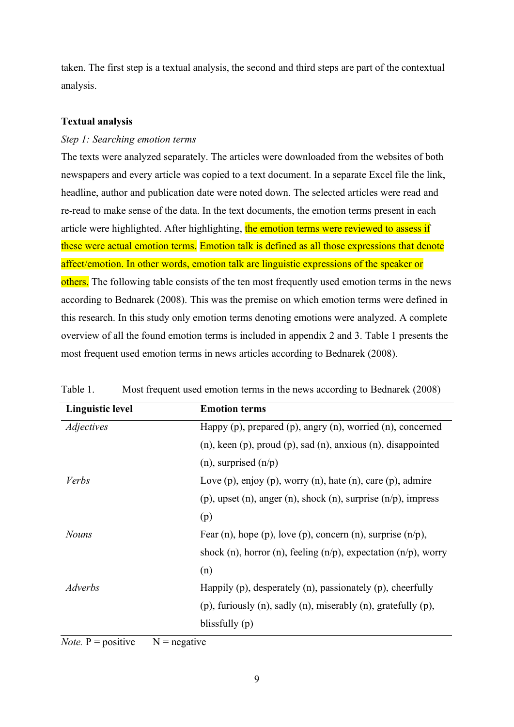taken. The first step is a textual analysis, the second and third steps are part of the contextual analysis.

**Textual analysis**

*Step 1: Searching emotion terms*

The texts were analyzed separately. The articles were downloaded from the websites of both newspapers and every article was copied to a text document. In a separate Excel file the link, headline, author and publication date were noted down. The selected articles were read and re-read to make sense of the data. In the text documents, the emotion terms present in each article were highlighted. After highlighting, the emotion terms were reviewed to assess if these were actual emotion terms. Emotion talk is defined as all those expressions that denote affect/emotion. In other words, emotion talk are linguistic expressions of the speaker or others. The following table consists of the ten most frequently used emotion terms in the news according to Bednarek (2008). This was the premise on which emotion terms were defined in this research. In this study only emotion terms denoting emotions were analyzed. A complete overview of all the found emotion terms is included in appendix 2 and 3. Table 1 presents the most frequent used emotion terms in news articles according to Bednarek (2008).

Table 1. Most frequent used emotion terms in the news according to Bednarek (2008)

| Linguistic level | Emotion terms |
|---|---|
| *Adjectives* | Happy (p), prepared (p), angry (n), worried (n), concerned (n), keen (p), proud (p), sad (n), anxious (n), disappointed (n), surprised (n/p) |
| *Verbs* | Love (p), enjoy (p), worry (n), hate (n), care (p), admire (p), upset (n), anger (n), shock (n), surprise (n/p), impress (p) |
| *Nouns* | Fear (n), hope (p), love (p), concern (n), surprise (n/p), shock (n), horror (n), feeling (n/p), expectation (n/p), worry (n) |
| *Adverbs* | Happily (p), desperately (n), passionately (p), cheerfully (p), furiously (n), sadly (n), miserably (n), gratefully (p), blissfully (p) |

*Note.* P = positive  N = negative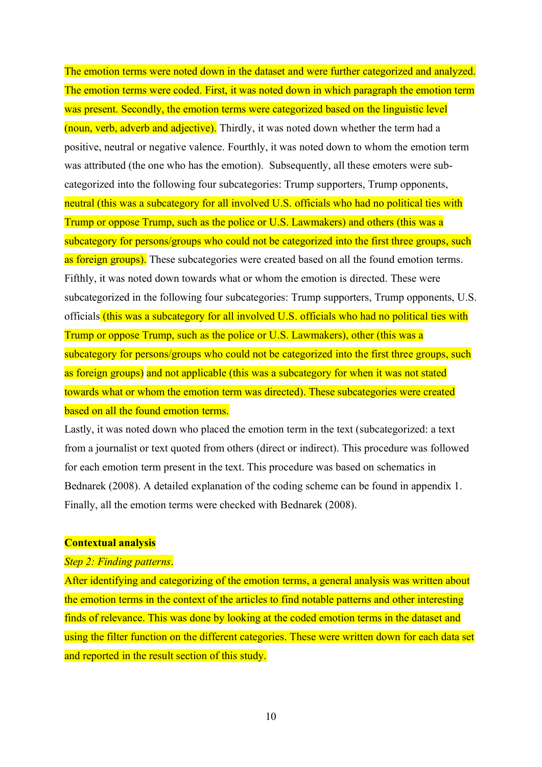The emotion terms were noted down in the dataset and were further categorized and analyzed. The emotion terms were coded. First, it was noted down in which paragraph the emotion term was present. Secondly, the emotion terms were categorized based on the linguistic level (noun, verb, adverb and adjective). Thirdly, it was noted down whether the term had a positive, neutral or negative valence. Fourthly, it was noted down to whom the emotion term was attributed (the one who has the emotion). Subsequently, all these emoters were sub-categorized into the following four subcategories: Trump supporters, Trump opponents, neutral (this was a subcategory for all involved U.S. officials who had no political ties with Trump or oppose Trump, such as the police or U.S. Lawmakers) and others (this was a subcategory for persons/groups who could not be categorized into the first three groups, such as foreign groups). These subcategories were created based on all the found emotion terms. Fifthly, it was noted down towards what or whom the emotion is directed. These were subcategorized in the following four subcategories: Trump supporters, Trump opponents, U.S. officials (this was a subcategory for all involved U.S. officials who had no political ties with Trump or oppose Trump, such as the police or U.S. Lawmakers), other (this was a subcategory for persons/groups who could not be categorized into the first three groups, such as foreign groups) and not applicable (this was a subcategory for when it was not stated towards what or whom the emotion term was directed). These subcategories were created based on all the found emotion terms.

Lastly, it was noted down who placed the emotion term in the text (subcategorized: a text from a journalist or text quoted from others (direct or indirect). This procedure was followed for each emotion term present in the text. This procedure was based on schematics in Bednarek (2008). A detailed explanation of the coding scheme can be found in appendix 1. Finally, all the emotion terms were checked with Bednarek (2008).

**Contextual analysis**

*Step 2: Finding patterns*.

After identifying and categorizing of the emotion terms, a general analysis was written about the emotion terms in the context of the articles to find notable patterns and other interesting finds of relevance. This was done by looking at the coded emotion terms in the dataset and using the filter function on the different categories. These were written down for each data set and reported in the result section of this study.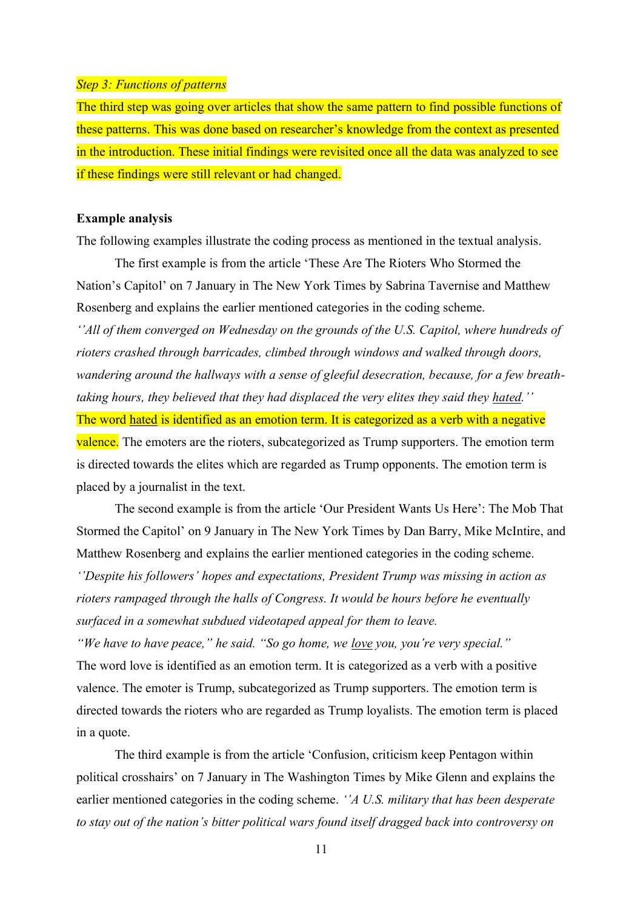*Step 3: Functions of patterns*

The third step was going over articles that show the same pattern to find possible functions of these patterns. This was done based on researcher's knowledge from the context as presented in the introduction. These initial findings were revisited once all the data was analyzed to see if these findings were still relevant or had changed.

**Example analysis**

The following examples illustrate the coding process as mentioned in the textual analysis.

The first example is from the article 'These Are The Rioters Who Stormed the Nation's Capitol' on 7 January in The New York Times by Sabrina Tavernise and Matthew Rosenberg and explains the earlier mentioned categories in the coding scheme.

*''All of them converged on Wednesday on the grounds of the U.S. Capitol, where hundreds of rioters crashed through barricades, climbed through windows and walked through doors, wandering around the hallways with a sense of gleeful desecration, because, for a few breath-taking hours, they believed that they had displaced the very elites they said they <u>hated</u>.''*

The word <u>hated</u> is identified as an emotion term. It is categorized as a verb with a negative valence. The emoters are the rioters, subcategorized as Trump supporters. The emotion term is directed towards the elites which are regarded as Trump opponents. The emotion term is placed by a journalist in the text.

The second example is from the article 'Our President Wants Us Here': The Mob That Stormed the Capitol' on 9 January in The New York Times by Dan Barry, Mike McIntire, and Matthew Rosenberg and explains the earlier mentioned categories in the coding scheme.

*''Despite his followers' hopes and expectations, President Trump was missing in action as rioters rampaged through the halls of Congress. It would be hours before he eventually surfaced in a somewhat subdued videotaped appeal for them to leave.*

*"We have to have peace," he said. "So go home, we <u>love</u> you, you're very special."*

The word love is identified as an emotion term. It is categorized as a verb with a positive valence. The emoter is Trump, subcategorized as Trump supporters. The emotion term is directed towards the rioters who are regarded as Trump loyalists. The emotion term is placed in a quote.

The third example is from the article 'Confusion, criticism keep Pentagon within political crosshairs' on 7 January in The Washington Times by Mike Glenn and explains the earlier mentioned categories in the coding scheme. *''A U.S. military that has been desperate to stay out of the nation's bitter political wars found itself dragged back into controversy on*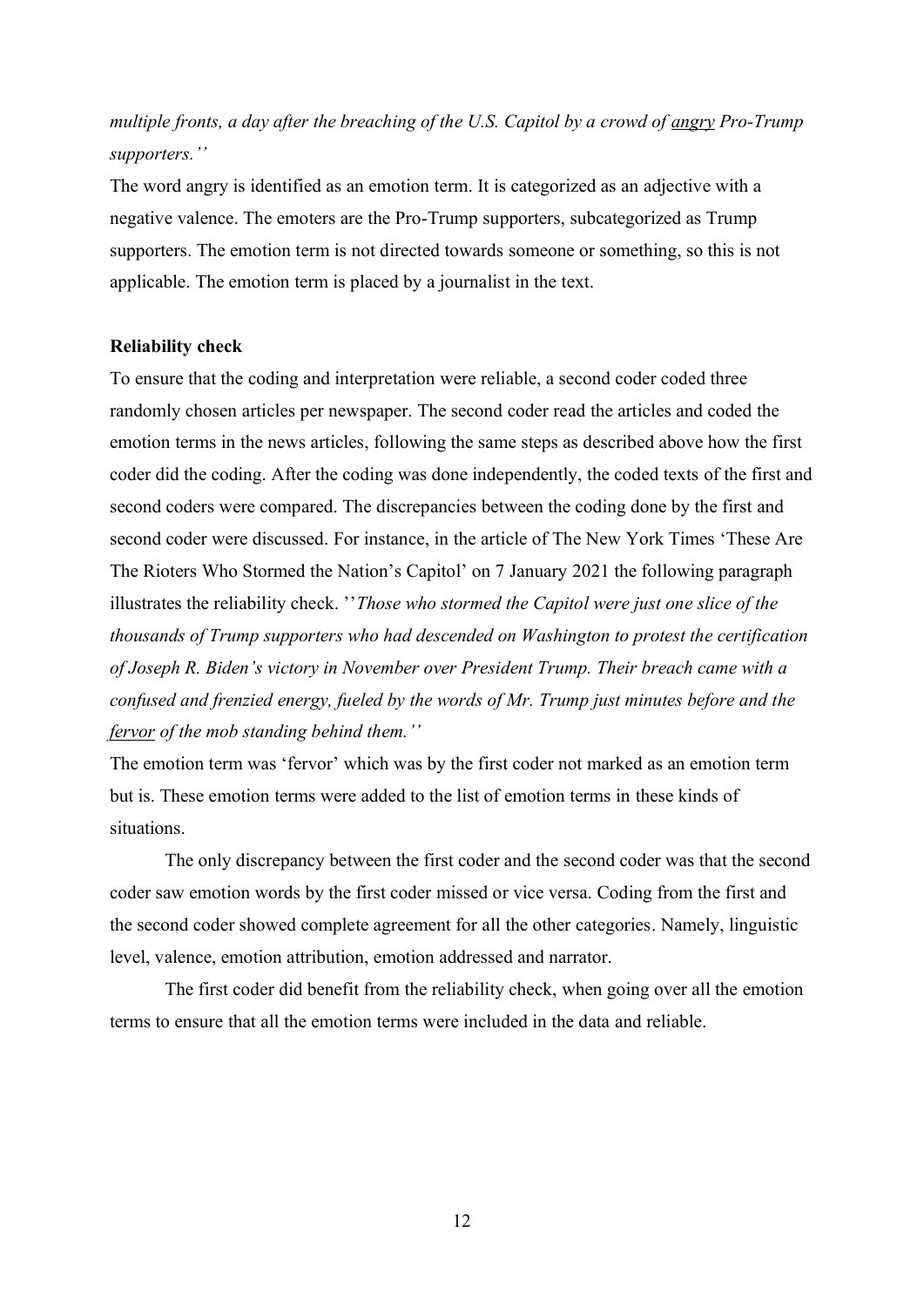*multiple fronts, a day after the breaching of the U.S. Capitol by a crowd of <u>angry</u> Pro-Trump supporters.''*

The word angry is identified as an emotion term. It is categorized as an adjective with a negative valence. The emoters are the Pro-Trump supporters, subcategorized as Trump supporters. The emotion term is not directed towards someone or something, so this is not applicable. The emotion term is placed by a journalist in the text.

**Reliability check**

To ensure that the coding and interpretation were reliable, a second coder coded three randomly chosen articles per newspaper. The second coder read the articles and coded the emotion terms in the news articles, following the same steps as described above how the first coder did the coding. After the coding was done independently, the coded texts of the first and second coders were compared. The discrepancies between the coding done by the first and second coder were discussed. For instance, in the article of The New York Times 'These Are The Rioters Who Stormed the Nation's Capitol' on 7 January 2021 the following paragraph illustrates the reliability check. ''*Those who stormed the Capitol were just one slice of the thousands of Trump supporters who had descended on Washington to protest the certification of Joseph R. Biden's victory in November over President Trump. Their breach came with a confused and frenzied energy, fueled by the words of Mr. Trump just minutes before and the <u>fervor</u> of the mob standing behind them.''*

The emotion term was 'fervor' which was by the first coder not marked as an emotion term but is. These emotion terms were added to the list of emotion terms in these kinds of situations.

The only discrepancy between the first coder and the second coder was that the second coder saw emotion words by the first coder missed or vice versa. Coding from the first and the second coder showed complete agreement for all the other categories. Namely, linguistic level, valence, emotion attribution, emotion addressed and narrator.

The first coder did benefit from the reliability check, when going over all the emotion terms to ensure that all the emotion terms were included in the data and reliable.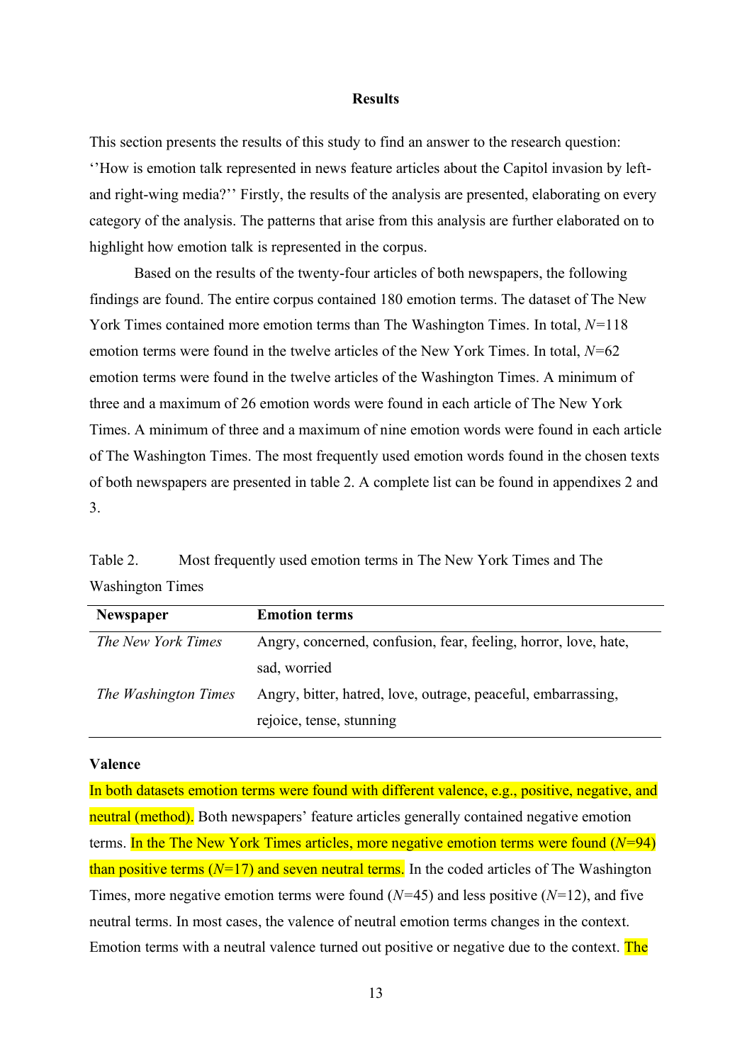**Results**

This section presents the results of this study to find an answer to the research question: ''How is emotion talk represented in news feature articles about the Capitol invasion by left- and right-wing media?'' Firstly, the results of the analysis are presented, elaborating on every category of the analysis. The patterns that arise from this analysis are further elaborated on to highlight how emotion talk is represented in the corpus.

Based on the results of the twenty-four articles of both newspapers, the following findings are found. The entire corpus contained 180 emotion terms. The dataset of The New York Times contained more emotion terms than The Washington Times. In total, $N$=118 emotion terms were found in the twelve articles of the New York Times. In total, $N$=62 emotion terms were found in the twelve articles of the Washington Times. A minimum of three and a maximum of 26 emotion words were found in each article of The New York Times. A minimum of three and a maximum of nine emotion words were found in each article of The Washington Times. The most frequently used emotion words found in the chosen texts of both newspapers are presented in table 2. A complete list can be found in appendixes 2 and 3.

Table 2. Most frequently used emotion terms in The New York Times and The Washington Times

| Newspaper | Emotion terms |
|---|---|
| *The New York Times* | Angry, concerned, confusion, fear, feeling, horror, love, hate, sad, worried |
| *The Washington Times* | Angry, bitter, hatred, love, outrage, peaceful, embarrassing, rejoice, tense, stunning |

**Valence**

In both datasets emotion terms were found with different valence, e.g., positive, negative, and neutral (method). Both newspapers' feature articles generally contained negative emotion terms. In the The New York Times articles, more negative emotion terms were found ($N$=94) than positive terms ($N$=17) and seven neutral terms. In the coded articles of The Washington Times, more negative emotion terms were found ($N$=45) and less positive ($N$=12), and five neutral terms. In most cases, the valence of neutral emotion terms changes in the context. Emotion terms with a neutral valence turned out positive or negative due to the context. The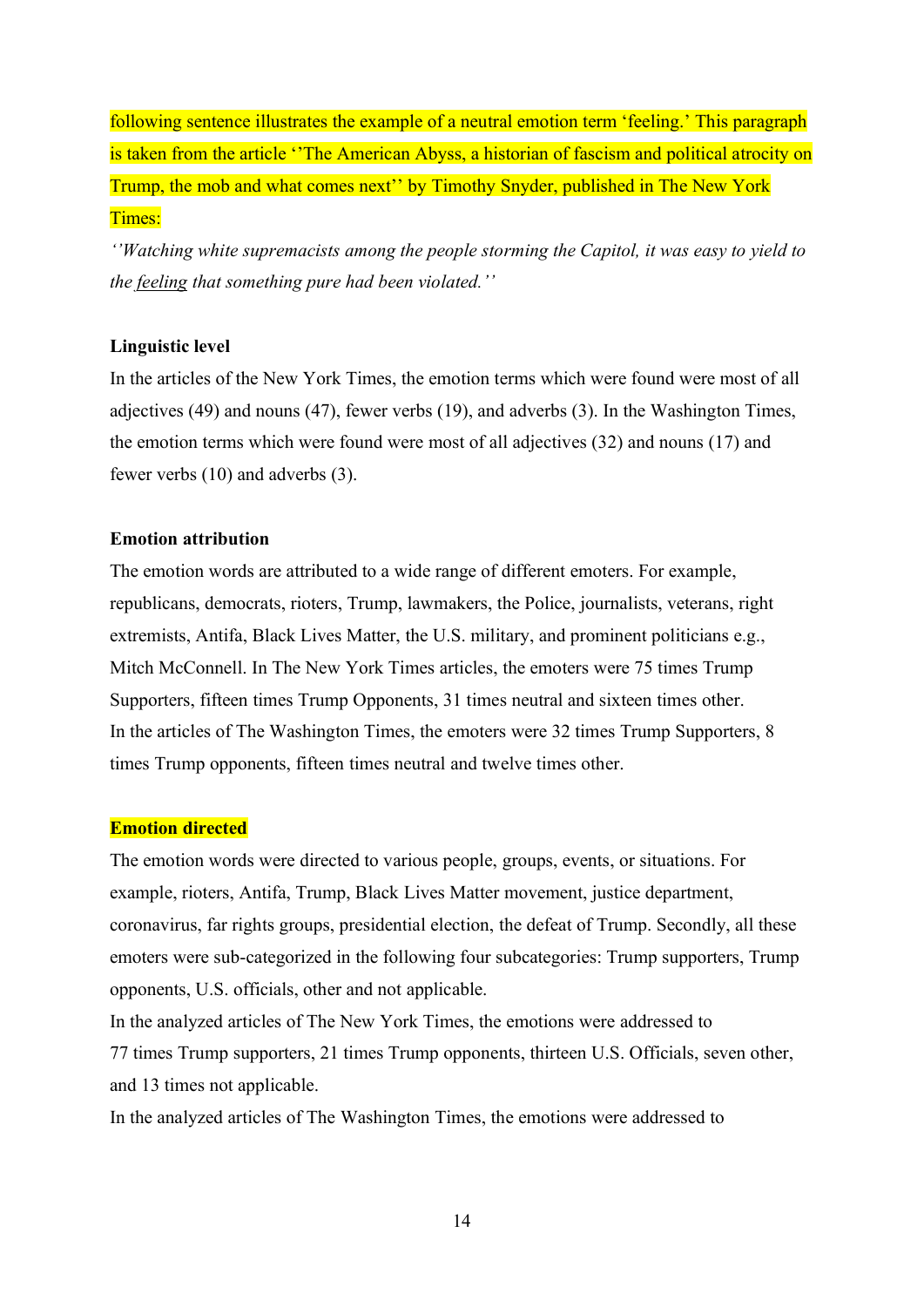following sentence illustrates the example of a neutral emotion term 'feeling.' This paragraph is taken from the article ''The American Abyss, a historian of fascism and political atrocity on Trump, the mob and what comes next'' by Timothy Snyder, published in The New York Times:

*''Watching white supremacists among the people storming the Capitol, it was easy to yield to the <u>feeling</u> that something pure had been violated.''*

**Linguistic level**

In the articles of the New York Times, the emotion terms which were found were most of all adjectives (49) and nouns (47), fewer verbs (19), and adverbs (3). In the Washington Times, the emotion terms which were found were most of all adjectives (32) and nouns (17) and fewer verbs (10) and adverbs (3).

**Emotion attribution**

The emotion words are attributed to a wide range of different emoters. For example, republicans, democrats, rioters, Trump, lawmakers, the Police, journalists, veterans, right extremists, Antifa, Black Lives Matter, the U.S. military, and prominent politicians e.g., Mitch McConnell. In The New York Times articles, the emoters were 75 times Trump Supporters, fifteen times Trump Opponents, 31 times neutral and sixteen times other. In the articles of The Washington Times, the emoters were 32 times Trump Supporters, 8 times Trump opponents, fifteen times neutral and twelve times other.

**Emotion directed**

The emotion words were directed to various people, groups, events, or situations. For example, rioters, Antifa, Trump, Black Lives Matter movement, justice department, coronavirus, far rights groups, presidential election, the defeat of Trump. Secondly, all these emoters were sub-categorized in the following four subcategories: Trump supporters, Trump opponents, U.S. officials, other and not applicable.

In the analyzed articles of The New York Times, the emotions were addressed to 77 times Trump supporters, 21 times Trump opponents, thirteen U.S. Officials, seven other, and 13 times not applicable.

In the analyzed articles of The Washington Times, the emotions were addressed to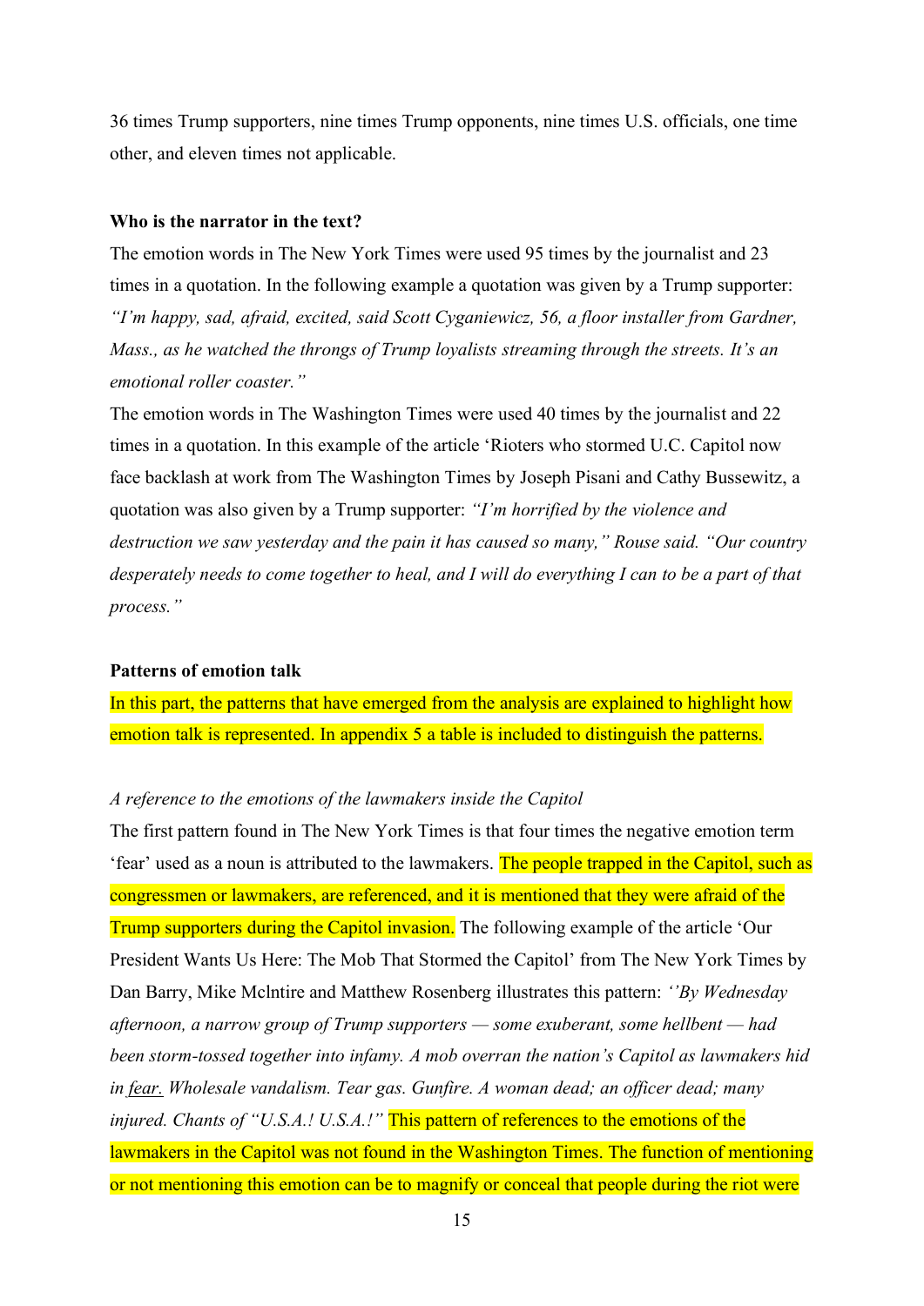36 times Trump supporters, nine times Trump opponents, nine times U.S. officials, one time other, and eleven times not applicable.

**Who is the narrator in the text?**

The emotion words in The New York Times were used 95 times by the journalist and 23 times in a quotation. In the following example a quotation was given by a Trump supporter: *"I'm happy, sad, afraid, excited, said Scott Cyganiewicz, 56, a floor installer from Gardner, Mass., as he watched the throngs of Trump loyalists streaming through the streets. It's an emotional roller coaster."*

The emotion words in The Washington Times were used 40 times by the journalist and 22 times in a quotation. In this example of the article 'Rioters who stormed U.C. Capitol now face backlash at work from The Washington Times by Joseph Pisani and Cathy Bussewitz, a quotation was also given by a Trump supporter: *"I'm horrified by the violence and destruction we saw yesterday and the pain it has caused so many," Rouse said. "Our country desperately needs to come together to heal, and I will do everything I can to be a part of that process."*

**Patterns of emotion talk**

In this part, the patterns that have emerged from the analysis are explained to highlight how emotion talk is represented. In appendix 5 a table is included to distinguish the patterns.

*A reference to the emotions of the lawmakers inside the Capitol*

The first pattern found in The New York Times is that four times the negative emotion term 'fear' used as a noun is attributed to the lawmakers. The people trapped in the Capitol, such as congressmen or lawmakers, are referenced, and it is mentioned that they were afraid of the Trump supporters during the Capitol invasion. The following example of the article 'Our President Wants Us Here: The Mob That Stormed the Capitol' from The New York Times by Dan Barry, Mike Mclntire and Matthew Rosenberg illustrates this pattern: *''By Wednesday afternoon, a narrow group of Trump supporters — some exuberant, some hellbent — had been storm-tossed together into infamy. A mob overran the nation's Capitol as lawmakers hid in* <u>*fear.*</u> *Wholesale vandalism. Tear gas. Gunfire. A woman dead; an officer dead; many injured. Chants of "U.S.A.! U.S.A.!"* This pattern of references to the emotions of the lawmakers in the Capitol was not found in the Washington Times. The function of mentioning or not mentioning this emotion can be to magnify or conceal that people during the riot were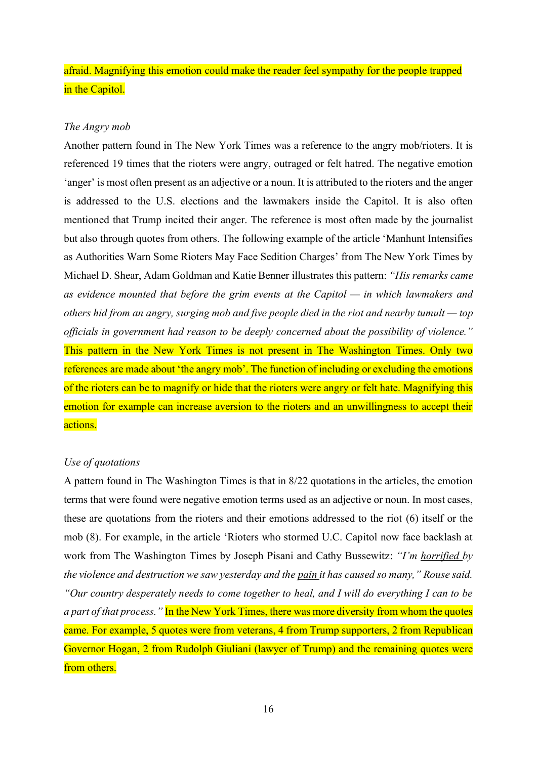afraid. Magnifying this emotion could make the reader feel sympathy for the people trapped in the Capitol.

*The Angry mob*

Another pattern found in The New York Times was a reference to the angry mob/rioters. It is referenced 19 times that the rioters were angry, outraged or felt hatred. The negative emotion 'anger' is most often present as an adjective or a noun. It is attributed to the rioters and the anger is addressed to the U.S. elections and the lawmakers inside the Capitol. It is also often mentioned that Trump incited their anger. The reference is most often made by the journalist but also through quotes from others. The following example of the article 'Manhunt Intensifies as Authorities Warn Some Rioters May Face Sedition Charges' from The New York Times by Michael D. Shear, Adam Goldman and Katie Benner illustrates this pattern: *"His remarks came as evidence mounted that before the grim events at the Capitol — in which lawmakers and others hid from an angry, surging mob and five people died in the riot and nearby tumult — top officials in government had reason to be deeply concerned about the possibility of violence."* This pattern in the New York Times is not present in The Washington Times. Only two references are made about 'the angry mob'. The function of including or excluding the emotions of the rioters can be to magnify or hide that the rioters were angry or felt hate. Magnifying this emotion for example can increase aversion to the rioters and an unwillingness to accept their actions.

*Use of quotations*

A pattern found in The Washington Times is that in 8/22 quotations in the articles, the emotion terms that were found were negative emotion terms used as an adjective or noun. In most cases, these are quotations from the rioters and their emotions addressed to the riot (6) itself or the mob (8). For example, in the article 'Rioters who stormed U.C. Capitol now face backlash at work from The Washington Times by Joseph Pisani and Cathy Bussewitz: *"I'm horrified by the violence and destruction we saw yesterday and the pain it has caused so many," Rouse said. "Our country desperately needs to come together to heal, and I will do everything I can to be a part of that process."* In the New York Times, there was more diversity from whom the quotes came. For example, 5 quotes were from veterans, 4 from Trump supporters, 2 from Republican Governor Hogan, 2 from Rudolph Giuliani (lawyer of Trump) and the remaining quotes were from others.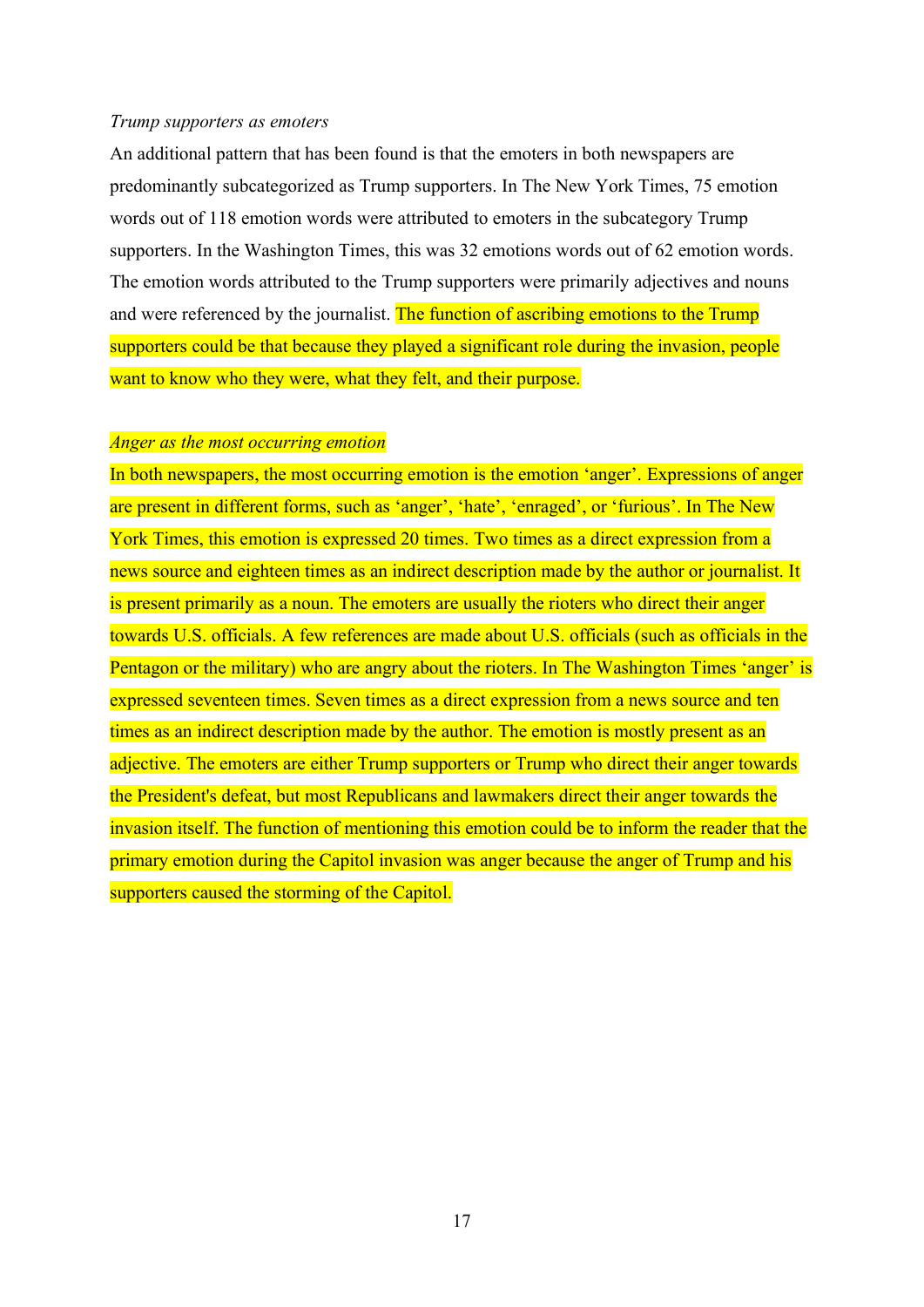*Trump supporters as emoters*

An additional pattern that has been found is that the emoters in both newspapers are predominantly subcategorized as Trump supporters. In The New York Times, 75 emotion words out of 118 emotion words were attributed to emoters in the subcategory Trump supporters. In the Washington Times, this was 32 emotions words out of 62 emotion words. The emotion words attributed to the Trump supporters were primarily adjectives and nouns and were referenced by the journalist. The function of ascribing emotions to the Trump supporters could be that because they played a significant role during the invasion, people want to know who they were, what they felt, and their purpose.

*Anger as the most occurring emotion*

In both newspapers, the most occurring emotion is the emotion 'anger'. Expressions of anger are present in different forms, such as 'anger', 'hate', 'enraged', or 'furious'. In The New York Times, this emotion is expressed 20 times. Two times as a direct expression from a news source and eighteen times as an indirect description made by the author or journalist. It is present primarily as a noun. The emoters are usually the rioters who direct their anger towards U.S. officials. A few references are made about U.S. officials (such as officials in the Pentagon or the military) who are angry about the rioters. In The Washington Times 'anger' is expressed seventeen times. Seven times as a direct expression from a news source and ten times as an indirect description made by the author. The emotion is mostly present as an adjective. The emoters are either Trump supporters or Trump who direct their anger towards the President's defeat, but most Republicans and lawmakers direct their anger towards the invasion itself. The function of mentioning this emotion could be to inform the reader that the primary emotion during the Capitol invasion was anger because the anger of Trump and his supporters caused the storming of the Capitol.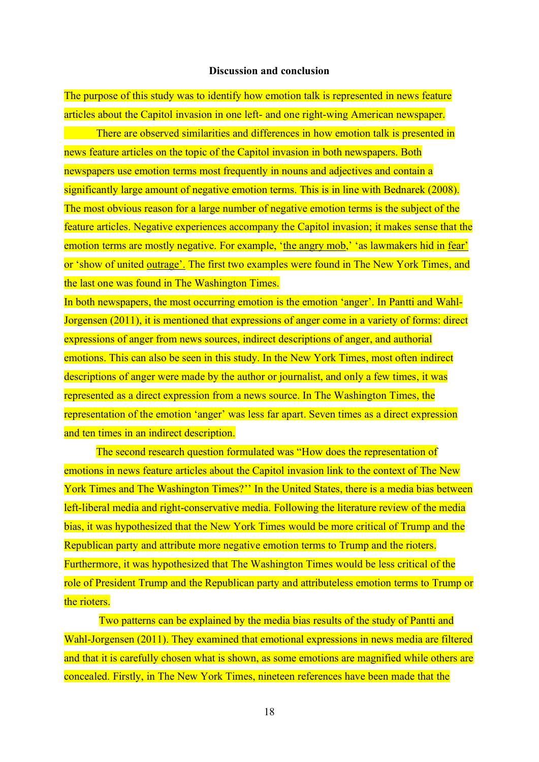**Discussion and conclusion**

The purpose of this study was to identify how emotion talk is represented in news feature articles about the Capitol invasion in one left- and one right-wing American newspaper.

There are observed similarities and differences in how emotion talk is presented in news feature articles on the topic of the Capitol invasion in both newspapers. Both newspapers use emotion terms most frequently in nouns and adjectives and contain a significantly large amount of negative emotion terms. This is in line with Bednarek (2008). The most obvious reason for a large number of negative emotion terms is the subject of the feature articles. Negative experiences accompany the Capitol invasion; it makes sense that the emotion terms are mostly negative. For example, '<u>the angry mob</u>,' 'as lawmakers hid in <u>fear'</u> or 'show of united <u>outrage'.</u> The first two examples were found in The New York Times, and the last one was found in The Washington Times.

In both newspapers, the most occurring emotion is the emotion 'anger'. In Pantti and Wahl-Jorgensen (2011), it is mentioned that expressions of anger come in a variety of forms: direct expressions of anger from news sources, indirect descriptions of anger, and authorial emotions. This can also be seen in this study. In the New York Times, most often indirect descriptions of anger were made by the author or journalist, and only a few times, it was represented as a direct expression from a news source. In The Washington Times, the representation of the emotion 'anger' was less far apart. Seven times as a direct expression and ten times in an indirect description.

The second research question formulated was "How does the representation of emotions in news feature articles about the Capitol invasion link to the context of The New York Times and The Washington Times?'' In the United States, there is a media bias between left-liberal media and right-conservative media. Following the literature review of the media bias, it was hypothesized that the New York Times would be more critical of Trump and the Republican party and attribute more negative emotion terms to Trump and the rioters. Furthermore, it was hypothesized that The Washington Times would be less critical of the role of President Trump and the Republican party and attributeless emotion terms to Trump or the rioters.

Two patterns can be explained by the media bias results of the study of Pantti and Wahl-Jorgensen (2011). They examined that emotional expressions in news media are filtered and that it is carefully chosen what is shown, as some emotions are magnified while others are concealed. Firstly, in The New York Times, nineteen references have been made that the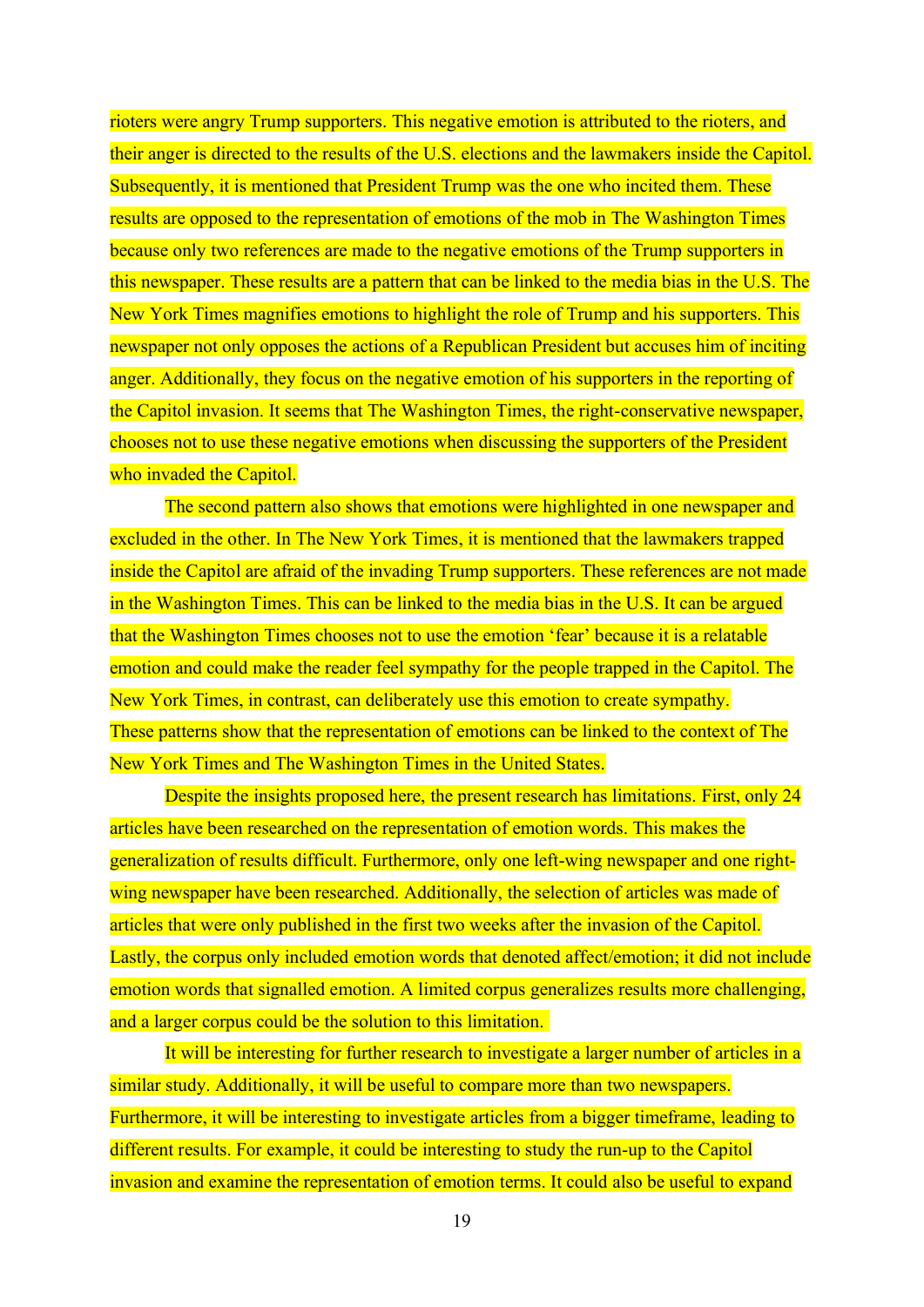rioters were angry Trump supporters. This negative emotion is attributed to the rioters, and their anger is directed to the results of the U.S. elections and the lawmakers inside the Capitol. Subsequently, it is mentioned that President Trump was the one who incited them. These results are opposed to the representation of emotions of the mob in The Washington Times because only two references are made to the negative emotions of the Trump supporters in this newspaper. These results are a pattern that can be linked to the media bias in the U.S. The New York Times magnifies emotions to highlight the role of Trump and his supporters. This newspaper not only opposes the actions of a Republican President but accuses him of inciting anger. Additionally, they focus on the negative emotion of his supporters in the reporting of the Capitol invasion. It seems that The Washington Times, the right-conservative newspaper, chooses not to use these negative emotions when discussing the supporters of the President who invaded the Capitol.

The second pattern also shows that emotions were highlighted in one newspaper and excluded in the other. In The New York Times, it is mentioned that the lawmakers trapped inside the Capitol are afraid of the invading Trump supporters. These references are not made in the Washington Times. This can be linked to the media bias in the U.S. It can be argued that the Washington Times chooses not to use the emotion 'fear' because it is a relatable emotion and could make the reader feel sympathy for the people trapped in the Capitol. The New York Times, in contrast, can deliberately use this emotion to create sympathy. These patterns show that the representation of emotions can be linked to the context of The New York Times and The Washington Times in the United States.

Despite the insights proposed here, the present research has limitations. First, only 24 articles have been researched on the representation of emotion words. This makes the generalization of results difficult. Furthermore, only one left-wing newspaper and one right-wing newspaper have been researched. Additionally, the selection of articles was made of articles that were only published in the first two weeks after the invasion of the Capitol. Lastly, the corpus only included emotion words that denoted affect/emotion; it did not include emotion words that signalled emotion. A limited corpus generalizes results more challenging, and a larger corpus could be the solution to this limitation.

It will be interesting for further research to investigate a larger number of articles in a similar study. Additionally, it will be useful to compare more than two newspapers. Furthermore, it will be interesting to investigate articles from a bigger timeframe, leading to different results. For example, it could be interesting to study the run-up to the Capitol invasion and examine the representation of emotion terms. It could also be useful to expand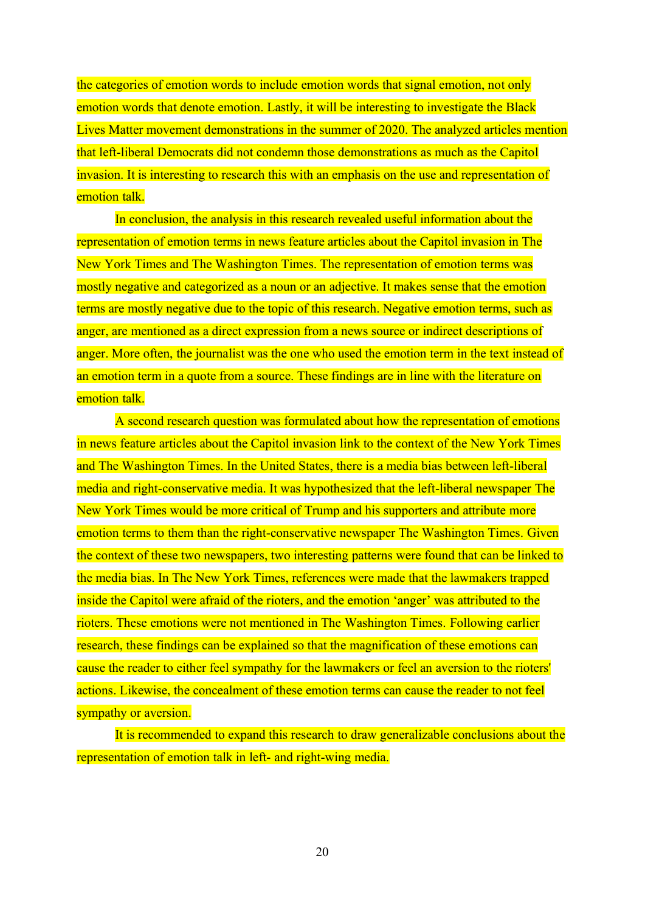the categories of emotion words to include emotion words that signal emotion, not only emotion words that denote emotion. Lastly, it will be interesting to investigate the Black Lives Matter movement demonstrations in the summer of 2020. The analyzed articles mention that left-liberal Democrats did not condemn those demonstrations as much as the Capitol invasion. It is interesting to research this with an emphasis on the use and representation of emotion talk.

In conclusion, the analysis in this research revealed useful information about the representation of emotion terms in news feature articles about the Capitol invasion in The New York Times and The Washington Times. The representation of emotion terms was mostly negative and categorized as a noun or an adjective. It makes sense that the emotion terms are mostly negative due to the topic of this research. Negative emotion terms, such as anger, are mentioned as a direct expression from a news source or indirect descriptions of anger. More often, the journalist was the one who used the emotion term in the text instead of an emotion term in a quote from a source. These findings are in line with the literature on emotion talk.

A second research question was formulated about how the representation of emotions in news feature articles about the Capitol invasion link to the context of the New York Times and The Washington Times. In the United States, there is a media bias between left-liberal media and right-conservative media. It was hypothesized that the left-liberal newspaper The New York Times would be more critical of Trump and his supporters and attribute more emotion terms to them than the right-conservative newspaper The Washington Times. Given the context of these two newspapers, two interesting patterns were found that can be linked to the media bias. In The New York Times, references were made that the lawmakers trapped inside the Capitol were afraid of the rioters, and the emotion 'anger' was attributed to the rioters. These emotions were not mentioned in The Washington Times. Following earlier research, these findings can be explained so that the magnification of these emotions can cause the reader to either feel sympathy for the lawmakers or feel an aversion to the rioters' actions. Likewise, the concealment of these emotion terms can cause the reader to not feel sympathy or aversion.

It is recommended to expand this research to draw generalizable conclusions about the representation of emotion talk in left- and right-wing media.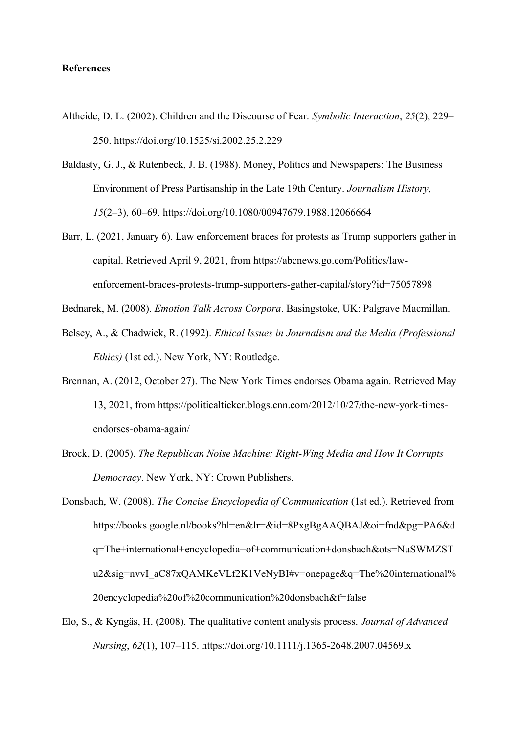**References**

Altheide, D. L. (2002). Children and the Discourse of Fear. *Symbolic Interaction*, *25*(2), 229–250. https://doi.org/10.1525/si.2002.25.2.229

Baldasty, G. J., & Rutenbeck, J. B. (1988). Money, Politics and Newspapers: The Business Environment of Press Partisanship in the Late 19th Century. *Journalism History*, *15*(2–3), 60–69. https://doi.org/10.1080/00947679.1988.12066664

Barr, L. (2021, January 6). Law enforcement braces for protests as Trump supporters gather in capital. Retrieved April 9, 2021, from https://abcnews.go.com/Politics/law-enforcement-braces-protests-trump-supporters-gather-capital/story?id=75057898

Bednarek, M. (2008). *Emotion Talk Across Corpora*. Basingstoke, UK: Palgrave Macmillan.

Belsey, A., & Chadwick, R. (1992). *Ethical Issues in Journalism and the Media (Professional Ethics)* (1st ed.). New York, NY: Routledge.

Brennan, A. (2012, October 27). The New York Times endorses Obama again. Retrieved May 13, 2021, from https://politicalticker.blogs.cnn.com/2012/10/27/the-new-york-times-endorses-obama-again/

Brock, D. (2005). *The Republican Noise Machine: Right-Wing Media and How It Corrupts Democracy*. New York, NY: Crown Publishers.

Donsbach, W. (2008). *The Concise Encyclopedia of Communication* (1st ed.). Retrieved from https://books.google.nl/books?hl=en&lr=&id=8PxgBgAAQBAJ&oi=fnd&pg=PA6&dq=The+international+encyclopedia+of+communication+donsbach&ots=NuSWMZSTu2&sig=nvvI_aC87xQAMKeVLf2K1VeNyBI#v=onepage&q=The%20international%20encyclopedia%20of%20communication%20donsbach&f=false

Elo, S., & Kyngäs, H. (2008). The qualitative content analysis process. *Journal of Advanced Nursing*, *62*(1), 107–115. https://doi.org/10.1111/j.1365-2648.2007.04569.x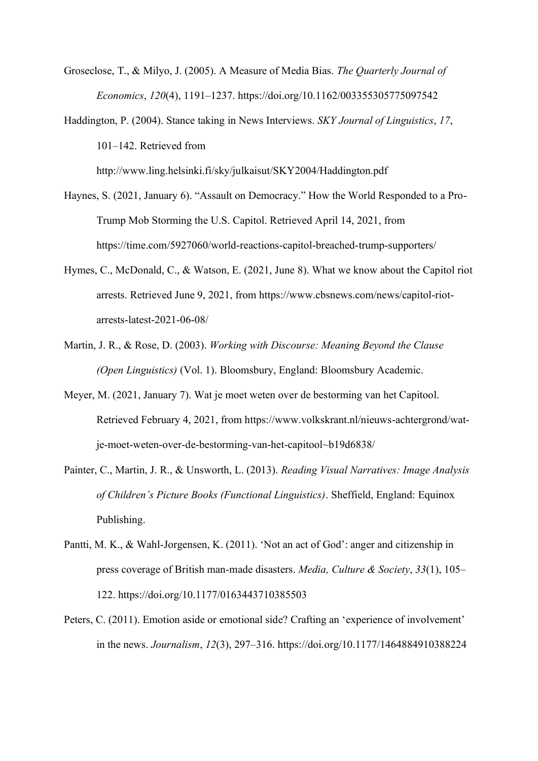Groseclose, T., & Milyo, J. (2005). A Measure of Media Bias. *The Quarterly Journal of Economics*, *120*(4), 1191–1237. https://doi.org/10.1162/003355305775097542

Haddington, P. (2004). Stance taking in News Interviews. *SKY Journal of Linguistics*, *17*, 101–142. Retrieved from http://www.ling.helsinki.fi/sky/julkaisut/SKY2004/Haddington.pdf

Haynes, S. (2021, January 6). "Assault on Democracy." How the World Responded to a Pro-Trump Mob Storming the U.S. Capitol. Retrieved April 14, 2021, from https://time.com/5927060/world-reactions-capitol-breached-trump-supporters/

Hymes, C., McDonald, C., & Watson, E. (2021, June 8). What we know about the Capitol riot arrests. Retrieved June 9, 2021, from https://www.cbsnews.com/news/capitol-riot-arrests-latest-2021-06-08/

Martin, J. R., & Rose, D. (2003). *Working with Discourse: Meaning Beyond the Clause (Open Linguistics)* (Vol. 1). Bloomsbury, England: Bloomsbury Academic.

Meyer, M. (2021, January 7). Wat je moet weten over de bestorming van het Capitool. Retrieved February 4, 2021, from https://www.volkskrant.nl/nieuws-achtergrond/wat-je-moet-weten-over-de-bestorming-van-het-capitool~b19d6838/

Painter, C., Martin, J. R., & Unsworth, L. (2013). *Reading Visual Narratives: Image Analysis of Children's Picture Books (Functional Linguistics)*. Sheffield, England: Equinox Publishing.

Pantti, M. K., & Wahl-Jorgensen, K. (2011). 'Not an act of God': anger and citizenship in press coverage of British man-made disasters. *Media, Culture & Society*, *33*(1), 105–122. https://doi.org/10.1177/0163443710385503

Peters, C. (2011). Emotion aside or emotional side? Crafting an 'experience of involvement' in the news. *Journalism*, *12*(3), 297–316. https://doi.org/10.1177/1464884910388224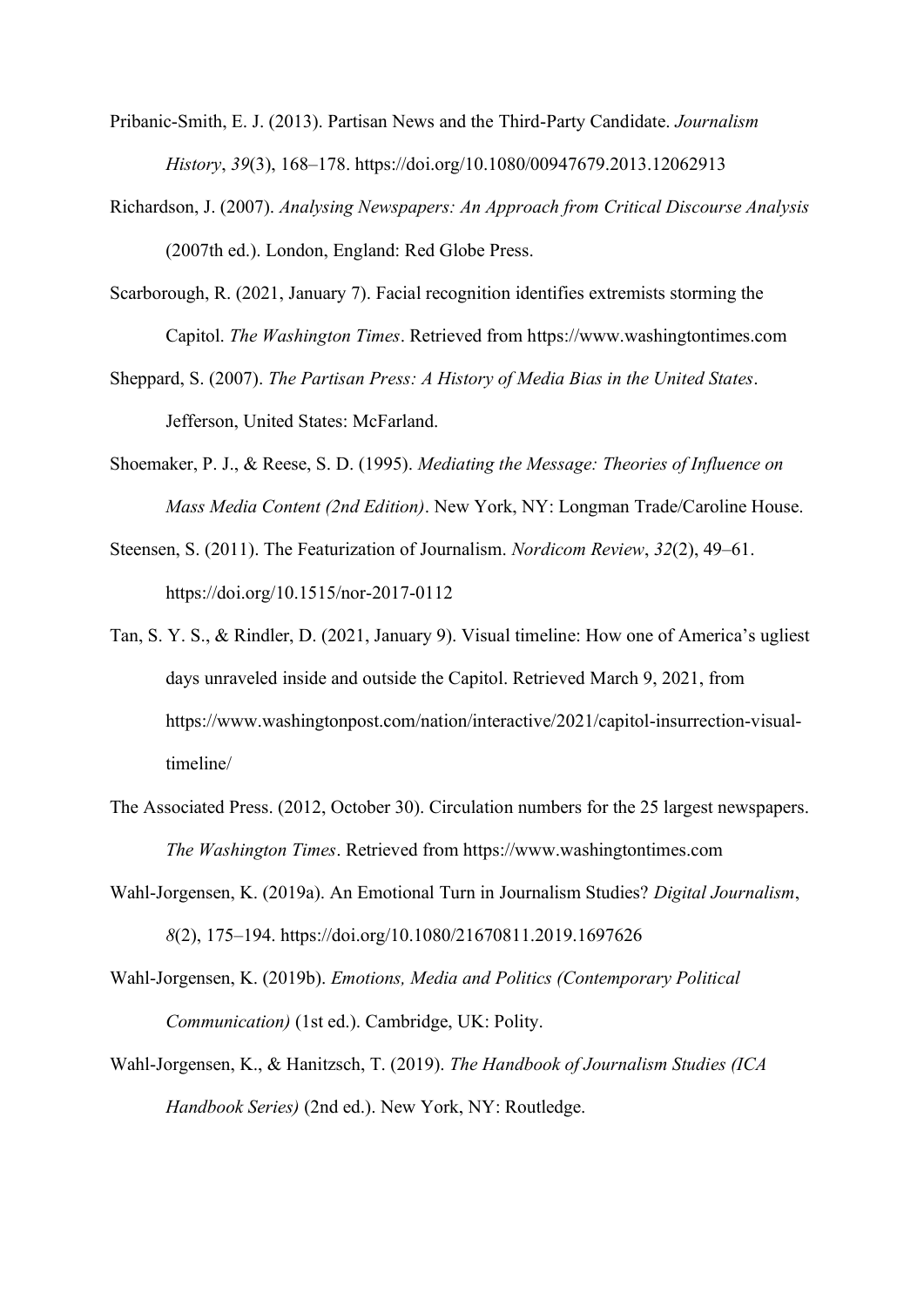Pribanic-Smith, E. J. (2013). Partisan News and the Third-Party Candidate. *Journalism History*, *39*(3), 168–178. https://doi.org/10.1080/00947679.2013.12062913

Richardson, J. (2007). *Analysing Newspapers: An Approach from Critical Discourse Analysis* (2007th ed.). London, England: Red Globe Press.

Scarborough, R. (2021, January 7). Facial recognition identifies extremists storming the Capitol. *The Washington Times*. Retrieved from https://www.washingtontimes.com

Sheppard, S. (2007). *The Partisan Press: A History of Media Bias in the United States*. Jefferson, United States: McFarland.

Shoemaker, P. J., & Reese, S. D. (1995). *Mediating the Message: Theories of Influence on Mass Media Content (2nd Edition)*. New York, NY: Longman Trade/Caroline House.

Steensen, S. (2011). The Featurization of Journalism. *Nordicom Review*, *32*(2), 49–61. https://doi.org/10.1515/nor-2017-0112

Tan, S. Y. S., & Rindler, D. (2021, January 9). Visual timeline: How one of America's ugliest days unraveled inside and outside the Capitol. Retrieved March 9, 2021, from https://www.washingtonpost.com/nation/interactive/2021/capitol-insurrection-visual-timeline/

The Associated Press. (2012, October 30). Circulation numbers for the 25 largest newspapers. *The Washington Times*. Retrieved from https://www.washingtontimes.com

Wahl-Jorgensen, K. (2019a). An Emotional Turn in Journalism Studies? *Digital Journalism*, *8*(2), 175–194. https://doi.org/10.1080/21670811.2019.1697626

Wahl-Jorgensen, K. (2019b). *Emotions, Media and Politics (Contemporary Political Communication)* (1st ed.). Cambridge, UK: Polity.

Wahl-Jorgensen, K., & Hanitzsch, T. (2019). *The Handbook of Journalism Studies (ICA Handbook Series)* (2nd ed.). New York, NY: Routledge.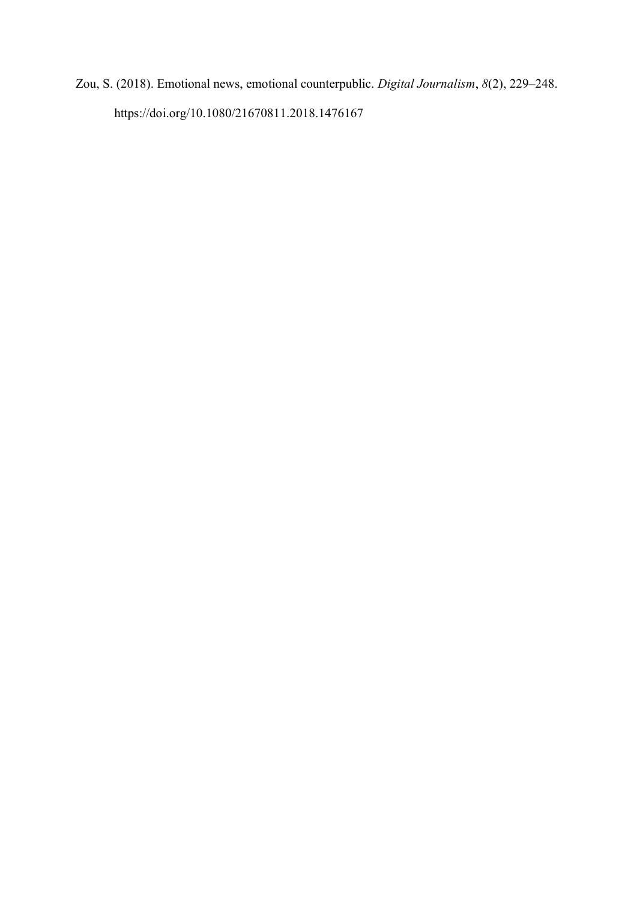Zou, S. (2018). Emotional news, emotional counterpublic. *Digital Journalism*, *8*(2), 229–248. https://doi.org/10.1080/21670811.2018.1476167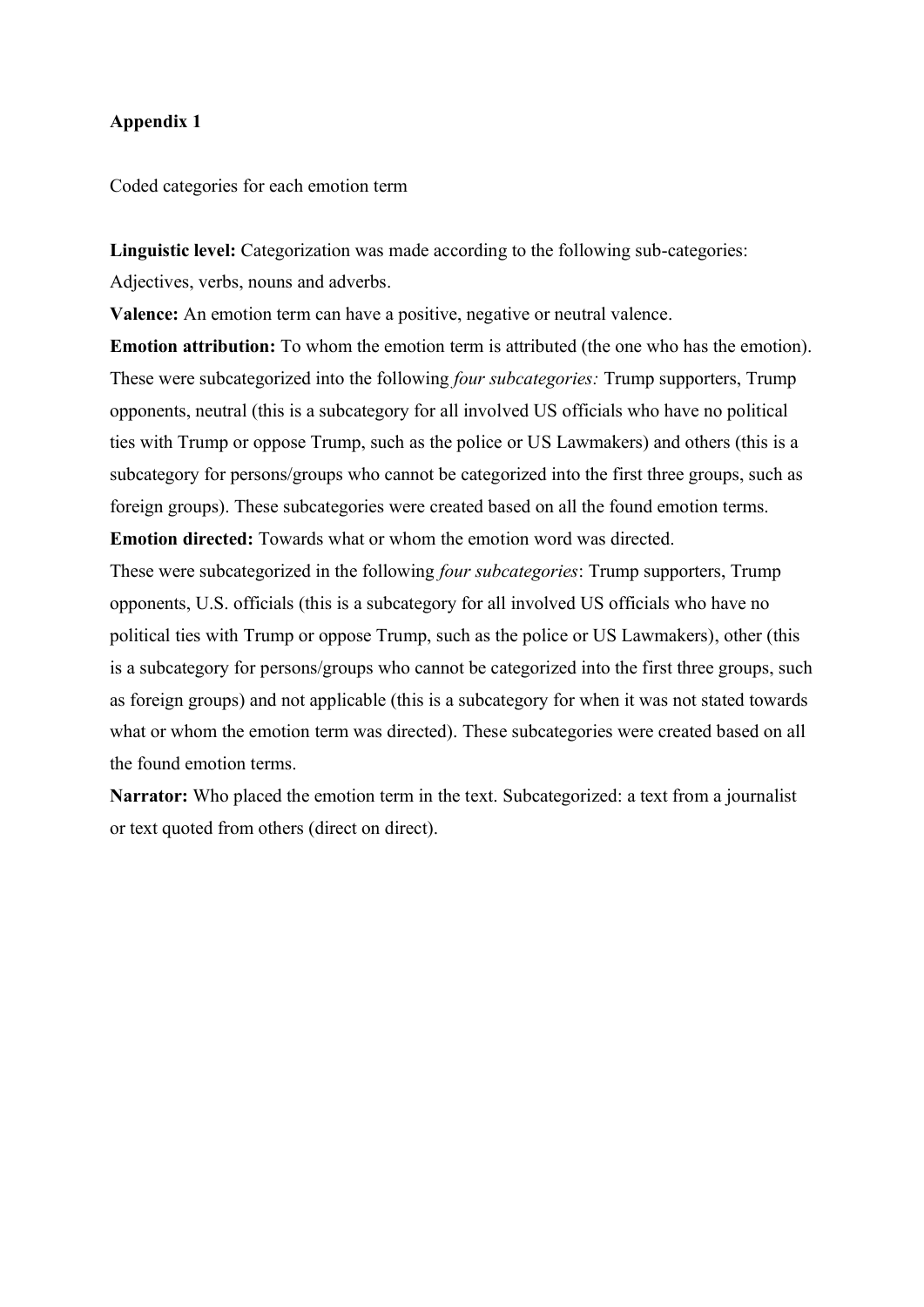**Appendix 1**

Coded categories for each emotion term

**Linguistic level:** Categorization was made according to the following sub-categories: Adjectives, verbs, nouns and adverbs.

**Valence:** An emotion term can have a positive, negative or neutral valence.

**Emotion attribution:** To whom the emotion term is attributed (the one who has the emotion). These were subcategorized into the following *four subcategories:* Trump supporters, Trump opponents, neutral (this is a subcategory for all involved US officials who have no political ties with Trump or oppose Trump, such as the police or US Lawmakers) and others (this is a subcategory for persons/groups who cannot be categorized into the first three groups, such as foreign groups). These subcategories were created based on all the found emotion terms.

**Emotion directed:** Towards what or whom the emotion word was directed.

These were subcategorized in the following *four subcategories*: Trump supporters, Trump opponents, U.S. officials (this is a subcategory for all involved US officials who have no political ties with Trump or oppose Trump, such as the police or US Lawmakers), other (this is a subcategory for persons/groups who cannot be categorized into the first three groups, such as foreign groups) and not applicable (this is a subcategory for when it was not stated towards what or whom the emotion term was directed). These subcategories were created based on all the found emotion terms.

**Narrator:** Who placed the emotion term in the text. Subcategorized: a text from a journalist or text quoted from others (direct on direct).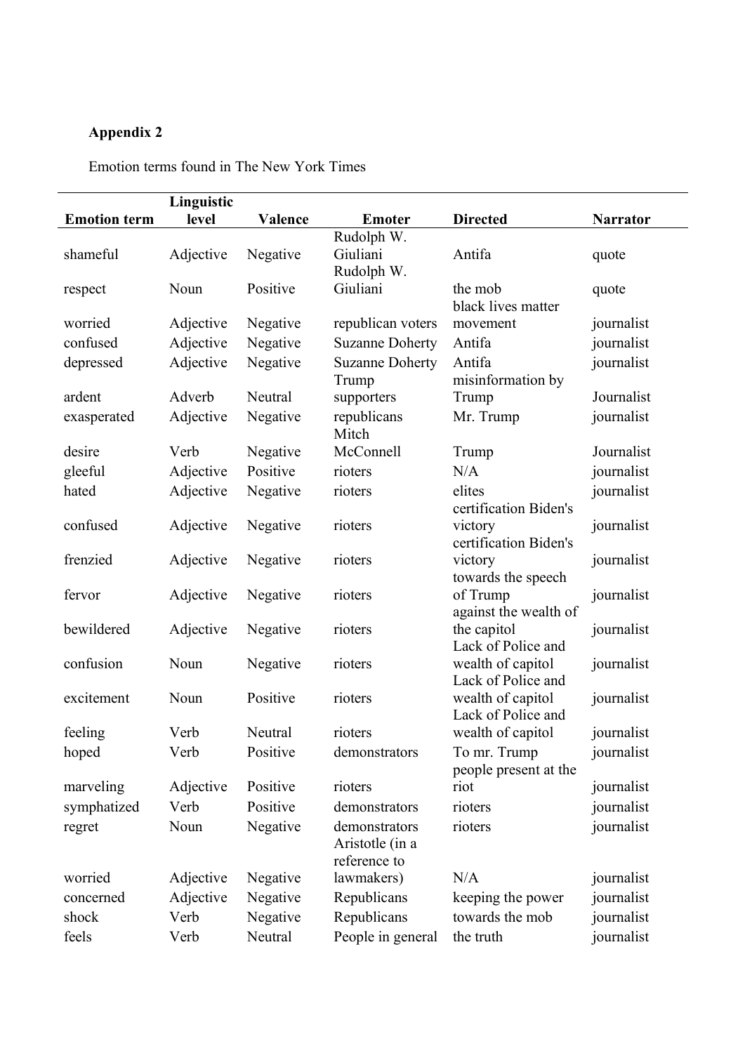**Appendix 2**

Emotion terms found in The New York Times

| Emotion term | Linguistic level | Valence | Emoter | Directed | Narrator |
|---|---|---|---|---|---|
| shameful | Adjective | Negative | Rudolph W. Giuliani | Antifa | quote |
| respect | Noun | Positive | Rudolph W. Giuliani | the mob | quote |
| worried | Adjective | Negative | republican voters | black lives matter movement | journalist |
| confused | Adjective | Negative | Suzanne Doherty | Antifa | journalist |
| depressed | Adjective | Negative | Suzanne Doherty | Antifa | journalist |
| ardent | Adverb | Neutral | Trump supporters | misinformation by Trump | Journalist |
| exasperated | Adjective | Negative | republicans | Mr. Trump | journalist |
| desire | Verb | Negative | Mitch McConnell | Trump | Journalist |
| gleeful | Adjective | Positive | rioters | N/A | journalist |
| hated | Adjective | Negative | rioters | elites | journalist |
| confused | Adjective | Negative | rioters | certification Biden's victory | journalist |
| frenzied | Adjective | Negative | rioters | certification Biden's victory | journalist |
| fervor | Adjective | Negative | rioters | towards the speech of Trump | journalist |
| bewildered | Adjective | Negative | rioters | against the wealth of the capitol | journalist |
| confusion | Noun | Negative | rioters | Lack of Police and wealth of capitol | journalist |
| excitement | Noun | Positive | rioters | Lack of Police and wealth of capitol | journalist |
| feeling | Verb | Neutral | rioters | Lack of Police and wealth of capitol | journalist |
| hoped | Verb | Positive | demonstrators | To mr. Trump | journalist |
| marveling | Adjective | Positive | rioters | people present at the riot | journalist |
| symphatized | Verb | Positive | demonstrators | rioters | journalist |
| regret | Noun | Negative | demonstrators | rioters | journalist |
| worried | Adjective | Negative | Aristotle (in a reference to lawmakers) | N/A | journalist |
| concerned | Adjective | Negative | Republicans | keeping the power | journalist |
| shock | Verb | Negative | Republicans | towards the mob | journalist |
| feels | Verb | Neutral | People in general | the truth | journalist |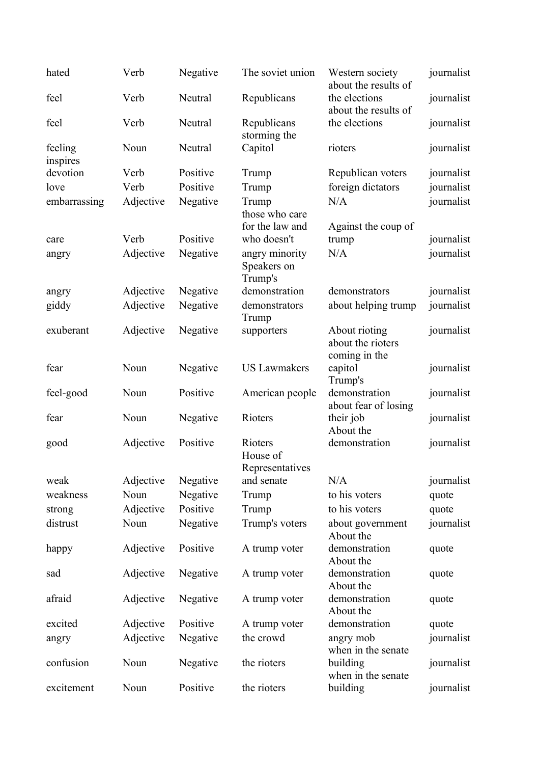| hated | Verb | Negative | The soviet union | Western society | journalist |
|---|---|---|---|---|---|
| feel | Verb | Neutral | Republicans | about the results of the elections | journalist |
| feel | Verb | Neutral | Republicans | about the results of the elections | journalist |
| feeling | Noun | Neutral | storming the Capitol | rioters | journalist |
| inspires devotion | Verb | Positive | Trump | Republican voters | journalist |
| love | Verb | Positive | Trump | foreign dictators | journalist |
| embarrassing | Adjective | Negative | Trump | N/A | journalist |
| care | Verb | Positive | those who care for the law and who doesn't | Against the coup of trump | journalist |
| angry | Adjective | Negative | angry minority | N/A | journalist |
| angry | Adjective | Negative | Speakers on Trump's demonstration | demonstrators | journalist |
| giddy | Adjective | Negative | demonstrators | about helping trump | journalist |
| exuberant | Adjective | Negative | Trump supporters | About rioting | journalist |
| fear | Noun | Negative | US Lawmakers | about the rioters coming in the capitol | journalist |
| feel-good | Noun | Positive | American people | Trump's demonstration | journalist |
| fear | Noun | Negative | Rioters | about fear of losing their job | journalist |
| good | Adjective | Positive | Rioters | About the demonstration | journalist |
| weak | Adjective | Negative | House of Representatives and senate | N/A | journalist |
| weakness | Noun | Negative | Trump | to his voters | quote |
| strong | Adjective | Positive | Trump | to his voters | quote |
| distrust | Noun | Negative | Trump's voters | about government | journalist |
| happy | Adjective | Positive | A trump voter | About the demonstration | quote |
| sad | Adjective | Negative | A trump voter | About the demonstration | quote |
| afraid | Adjective | Negative | A trump voter | About the demonstration | quote |
| excited | Adjective | Positive | A trump voter | About the demonstration | quote |
| angry | Adjective | Negative | the crowd | angry mob | journalist |
| confusion | Noun | Negative | the rioters | when in the senate building | journalist |
| excitement | Noun | Positive | the rioters | when in the senate building | journalist |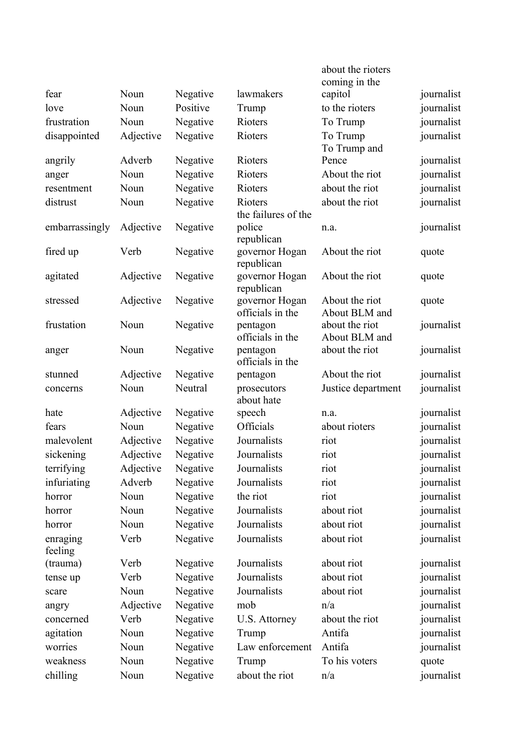| | | | | | |
|---|---|---|---|---|---|
| fear | Noun | Negative | lawmakers | about the rioters coming in the capitol | journalist |
| love | Noun | Positive | Trump | to the rioters | journalist |
| frustration | Noun | Negative | Rioters | To Trump | journalist |
| disappointed | Adjective | Negative | Rioters | To Trump | journalist |
| angrily | Adverb | Negative | Rioters | To Trump and Pence | journalist |
| anger | Noun | Negative | Rioters | About the riot | journalist |
| resentment | Noun | Negative | Rioters | about the riot | journalist |
| distrust | Noun | Negative | Rioters | about the riot | journalist |
| embarrassingly | Adjective | Negative | the failures of the police | n.a. | journalist |
| fired up | Verb | Negative | republican governor Hogan | About the riot | quote |
| agitated | Adjective | Negative | republican governor Hogan | About the riot | quote |
| stressed | Adjective | Negative | republican governor Hogan | About the riot | quote |
| frustation | Noun | Negative | officials in the pentagon | About BLM and about the riot | journalist |
| anger | Noun | Negative | officials in the pentagon | About BLM and about the riot | journalist |
| stunned | Adjective | Negative | officials in the pentagon | About the riot | journalist |
| concerns | Noun | Neutral | prosecutors | Justice department | journalist |
| hate | Adjective | Negative | about hate speech | n.a. | journalist |
| fears | Noun | Negative | Officials | about rioters | journalist |
| malevolent | Adjective | Negative | Journalists | riot | journalist |
| sickening | Adjective | Negative | Journalists | riot | journalist |
| terrifying | Adjective | Negative | Journalists | riot | journalist |
| infuriating | Adverb | Negative | Journalists | riot | journalist |
| horror | Noun | Negative | the riot | riot | journalist |
| horror | Noun | Negative | Journalists | about riot | journalist |
| horror | Noun | Negative | Journalists | about riot | journalist |
| enraging | Verb | Negative | Journalists | about riot | journalist |
| feeling (trauma) | Verb | Negative | Journalists | about riot | journalist |
| tense up | Verb | Negative | Journalists | about riot | journalist |
| scare | Noun | Negative | Journalists | about riot | journalist |
| angry | Adjective | Negative | mob | n/a | journalist |
| concerned | Verb | Negative | U.S. Attorney | about the riot | journalist |
| agitation | Noun | Negative | Trump | Antifa | journalist |
| worries | Noun | Negative | Law enforcement | Antifa | journalist |
| weakness | Noun | Negative | Trump | To his voters | quote |
| chilling | Noun | Negative | about the riot | n/a | journalist |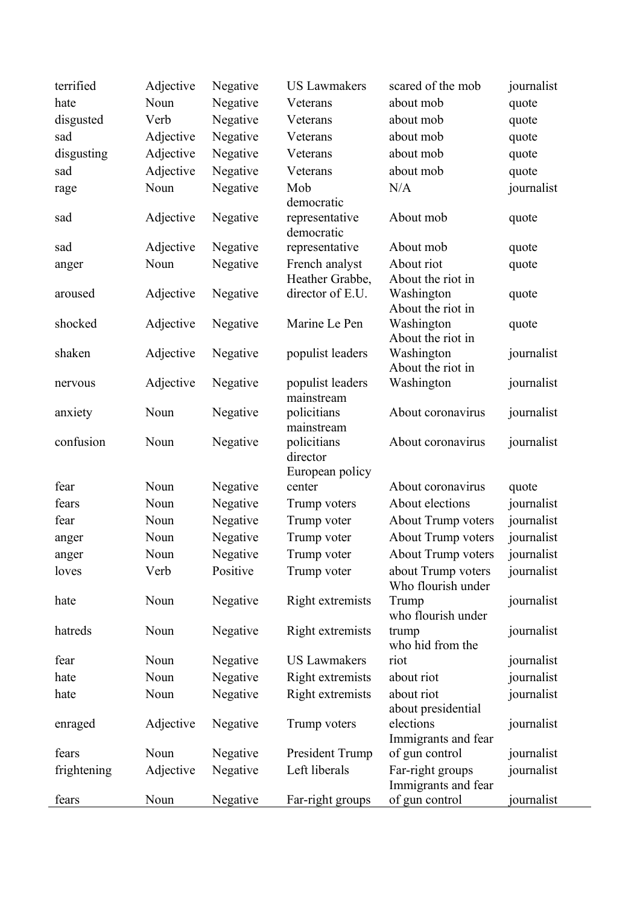| | | | | | |
|---|---|---|---|---|---|
| terrified | Adjective | Negative | US Lawmakers | scared of the mob | journalist |
| hate | Noun | Negative | Veterans | about mob | quote |
| disgusted | Verb | Negative | Veterans | about mob | quote |
| sad | Adjective | Negative | Veterans | about mob | quote |
| disgusting | Adjective | Negative | Veterans | about mob | quote |
| sad | Adjective | Negative | Veterans | about mob | quote |
| rage | Noun | Negative | Mob | N/A | journalist |
| sad | Adjective | Negative | democratic representative | About mob | quote |
| sad | Adjective | Negative | democratic representative | About mob | quote |
| anger | Noun | Negative | French analyst | About riot | quote |
| aroused | Adjective | Negative | Heather Grabbe, director of E.U. | About the riot in Washington | quote |
| shocked | Adjective | Negative | Marine Le Pen | About the riot in Washington | quote |
| shaken | Adjective | Negative | populist leaders | About the riot in Washington | journalist |
| nervous | Adjective | Negative | populist leaders | About the riot in Washington | journalist |
| anxiety | Noun | Negative | mainstream policitians | About coronavirus | journalist |
| confusion | Noun | Negative | mainstream policitians | About coronavirus | journalist |
| fear | Noun | Negative | director European policy center | About coronavirus | quote |
| fears | Noun | Negative | Trump voters | About elections | journalist |
| fear | Noun | Negative | Trump voter | About Trump voters | journalist |
| anger | Noun | Negative | Trump voter | About Trump voters | journalist |
| anger | Noun | Negative | Trump voter | About Trump voters | journalist |
| loves | Verb | Positive | Trump voter | about Trump voters | journalist |
| hate | Noun | Negative | Right extremists | Who flourish under Trump | journalist |
| hatreds | Noun | Negative | Right extremists | who flourish under trump | journalist |
| fear | Noun | Negative | US Lawmakers | who hid from the riot | journalist |
| hate | Noun | Negative | Right extremists | about riot | journalist |
| hate | Noun | Negative | Right extremists | about riot | journalist |
| enraged | Adjective | Negative | Trump voters | about presidential elections | journalist |
| fears | Noun | Negative | President Trump | Immigrants and fear of gun control | journalist |
| frightening | Adjective | Negative | Left liberals | Far-right groups | journalist |
| fears | Noun | Negative | Far-right groups | Immigrants and fear of gun control | journalist |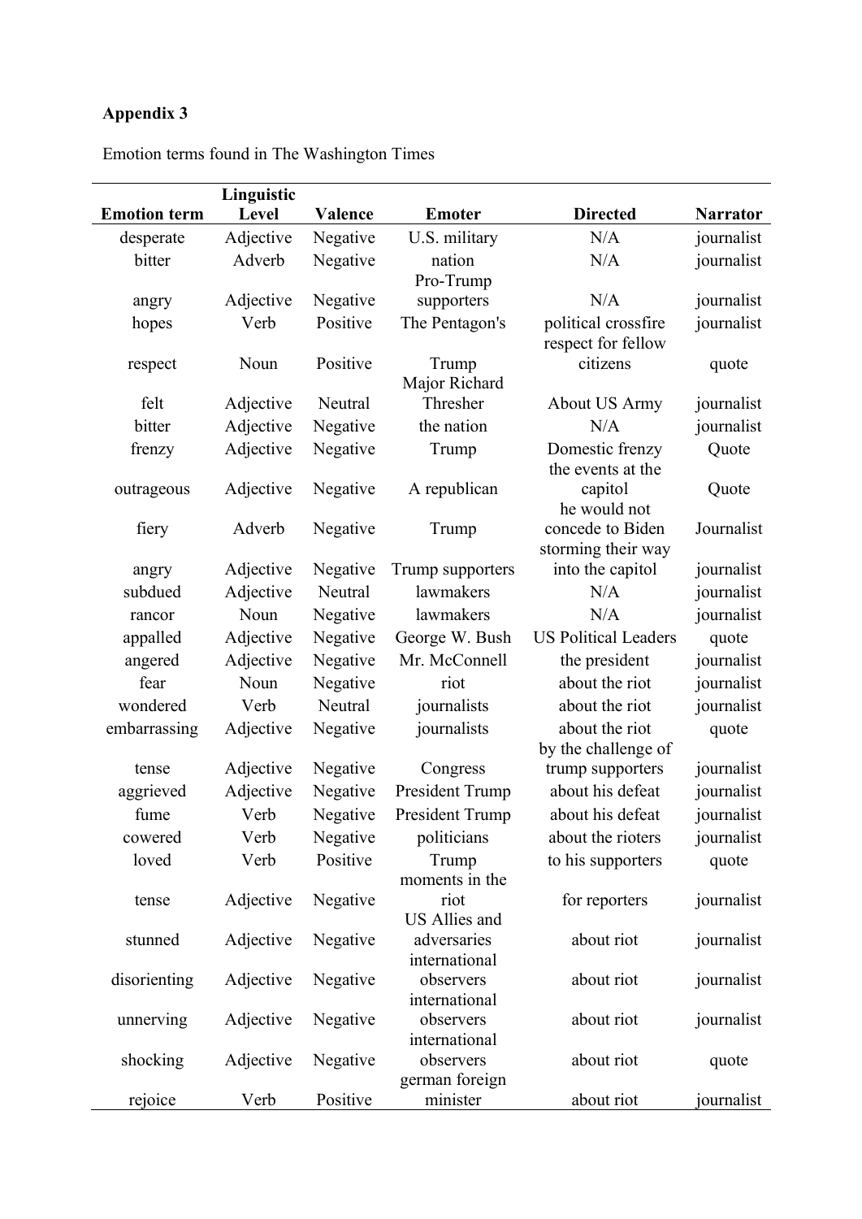**Appendix 3**

Emotion terms found in The Washington Times

| Emotion term | Linguistic Level | Valence | Emoter | Directed | Narrator |
|---|---|---|---|---|---|
| desperate | Adjective | Negative | U.S. military | N/A | journalist |
| bitter | Adverb | Negative | nation | N/A | journalist |
| angry | Adjective | Negative | Pro-Trump supporters | N/A | journalist |
| hopes | Verb | Positive | The Pentagon's | political crossfire | journalist |
| respect | Noun | Positive | Trump | respect for fellow citizens | quote |
| felt | Adjective | Neutral | Major Richard Thresher | About US Army | journalist |
| bitter | Adjective | Negative | the nation | N/A | journalist |
| frenzy | Adjective | Negative | Trump | Domestic frenzy | Quote |
| outrageous | Adjective | Negative | A republican | the events at the capitol | Quote |
| fiery | Adverb | Negative | Trump | he would not concede to Biden | Journalist |
| angry | Adjective | Negative | Trump supporters | storming their way into the capitol | journalist |
| subdued | Adjective | Neutral | lawmakers | N/A | journalist |
| rancor | Noun | Negative | lawmakers | N/A | journalist |
| appalled | Adjective | Negative | George W. Bush | US Political Leaders | quote |
| angered | Adjective | Negative | Mr. McConnell | the president | journalist |
| fear | Noun | Negative | riot | about the riot | journalist |
| wondered | Verb | Neutral | journalists | about the riot | journalist |
| embarrassing | Adjective | Negative | journalists | about the riot | quote |
| tense | Adjective | Negative | Congress | by the challenge of trump supporters | journalist |
| aggrieved | Adjective | Negative | President Trump | about his defeat | journalist |
| fume | Verb | Negative | President Trump | about his defeat | journalist |
| cowered | Verb | Negative | politicians | about the rioters | journalist |
| loved | Verb | Positive | Trump | to his supporters | quote |
| tense | Adjective | Negative | moments in the riot | for reporters | journalist |
| stunned | Adjective | Negative | US Allies and adversaries | about riot | journalist |
| disorienting | Adjective | Negative | international observers | about riot | journalist |
| unnerving | Adjective | Negative | international observers | about riot | journalist |
| shocking | Adjective | Negative | international observers | about riot | quote |
| rejoice | Verb | Positive | german foreign minister | about riot | journalist |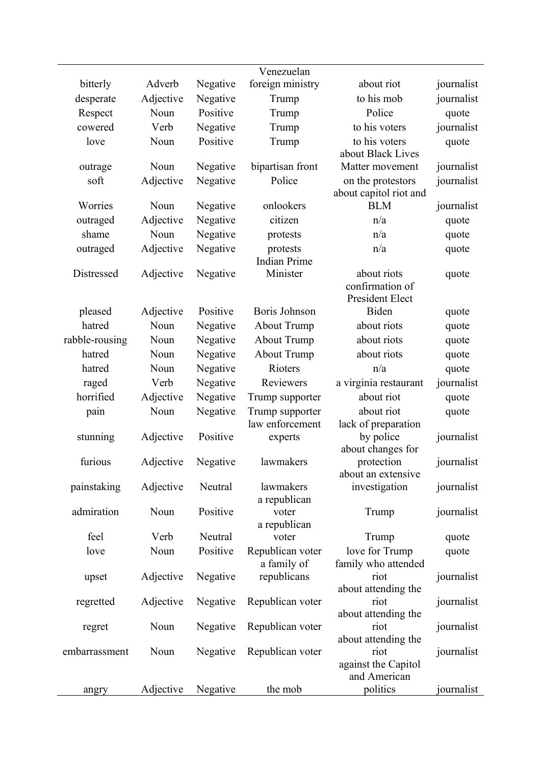| | | | | | |
|---|---|---|---|---|---|
| bitterly | Adverb | Negative | Venezuelan foreign ministry | about riot | journalist |
| desperate | Adjective | Negative | Trump | to his mob | journalist |
| Respect | Noun | Positive | Trump | Police | quote |
| cowered | Verb | Negative | Trump | to his voters | journalist |
| love | Noun | Positive | Trump | to his voters | quote |
| outrage | Noun | Negative | bipartisan front | about Black Lives Matter movement | journalist |
| soft | Adjective | Negative | Police | on the protestors | journalist |
| Worries | Noun | Negative | onlookers | about capitol riot and BLM | journalist |
| outraged | Adjective | Negative | citizen | n/a | quote |
| shame | Noun | Negative | protests | n/a | quote |
| outraged | Adjective | Negative | protests | n/a | quote |
| Distressed | Adjective | Negative | Indian Prime Minister | about riots | quote |
| pleased | Adjective | Positive | Boris Johnson | confirmation of President Elect Biden | quote |
| hatred | Noun | Negative | About Trump | about riots | quote |
| rabble-rousing | Noun | Negative | About Trump | about riots | quote |
| hatred | Noun | Negative | About Trump | about riots | quote |
| hatred | Noun | Negative | Rioters | n/a | quote |
| raged | Verb | Negative | Reviewers | a virginia restaurant | journalist |
| horrified | Adjective | Negative | Trump supporter | about riot | quote |
| pain | Noun | Negative | Trump supporter | about riot | quote |
| stunning | Adjective | Positive | law enforcement experts | lack of preparation by police | journalist |
| furious | Adjective | Negative | lawmakers | about changes for protection | journalist |
| painstaking | Adjective | Neutral | lawmakers | about an extensive investigation | journalist |
| admiration | Noun | Positive | a republican voter | Trump | journalist |
| feel | Verb | Neutral | a republican voter | Trump | quote |
| love | Noun | Positive | Republican voter | love for Trump | quote |
| upset | Adjective | Negative | a family of republicans | family who attended riot | journalist |
| regretted | Adjective | Negative | Republican voter | about attending the riot | journalist |
| regret | Noun | Negative | Republican voter | about attending the riot | journalist |
| embarrassment | Noun | Negative | Republican voter | about attending the riot | journalist |
| angry | Adjective | Negative | the mob | against the Capitol and American politics | journalist |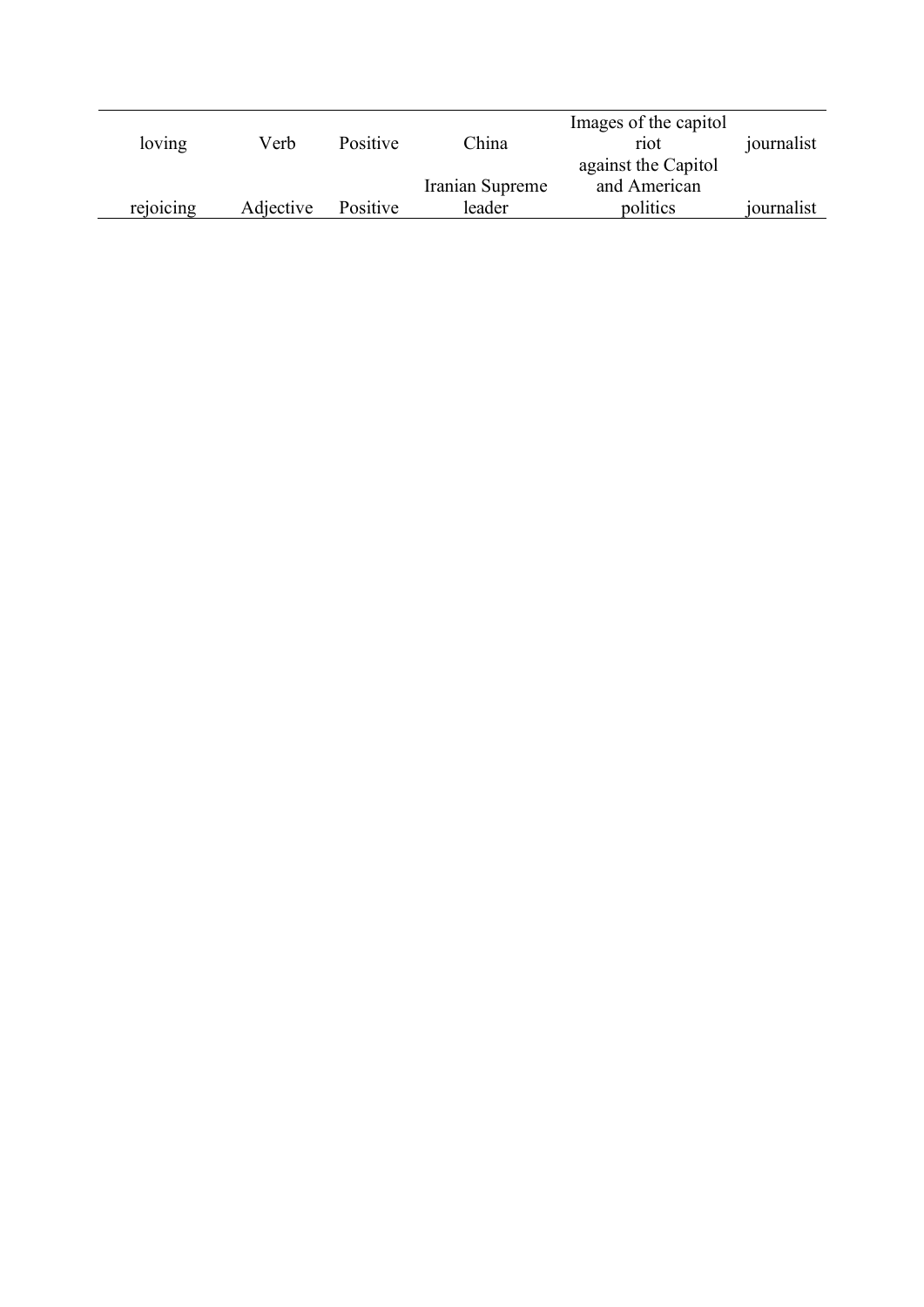| | | | | | |
|---|---|---|---|---|---|
| loving | Verb | Positive | China | Images of the capitol riot | journalist |
| rejoicing | Adjective | Positive | Iranian Supreme leader | against the Capitol and American politics | journalist |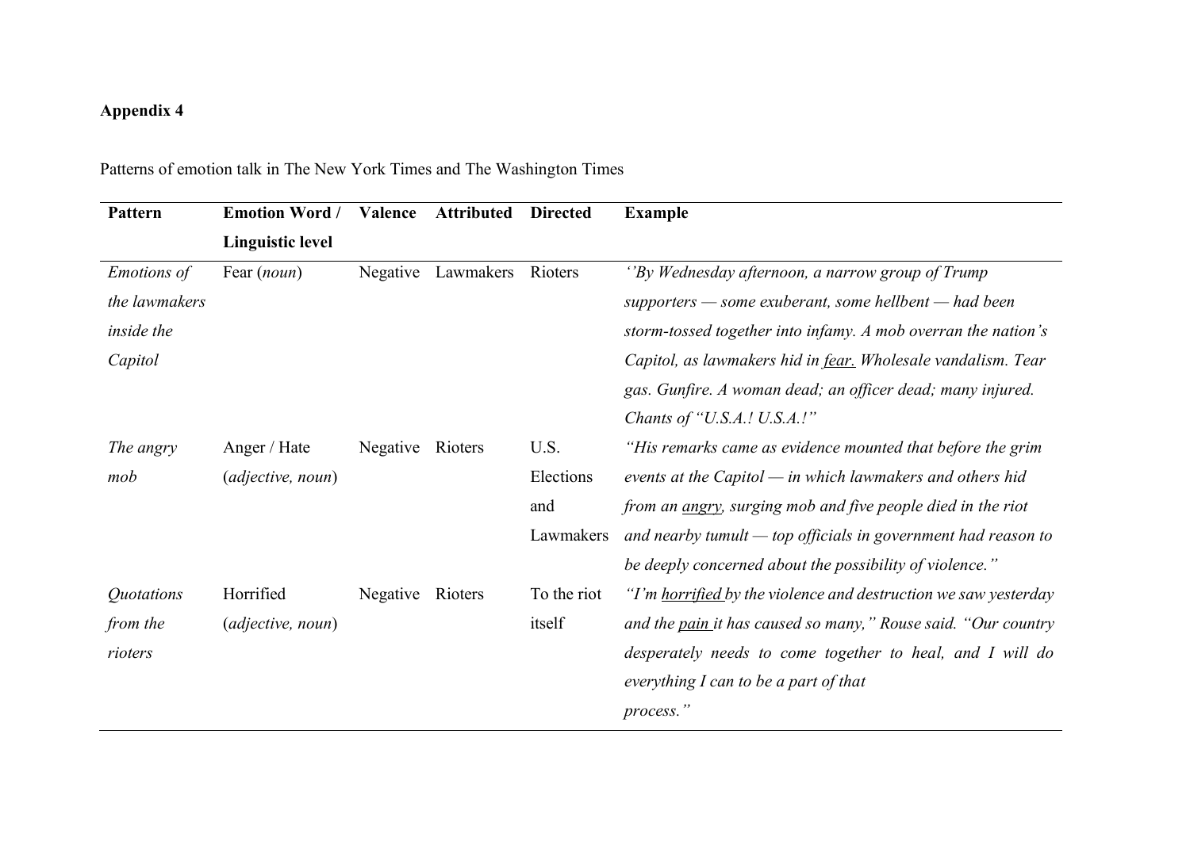**Appendix 4**

Patterns of emotion talk in The New York Times and The Washington Times

| Pattern | Emotion Word / Linguistic level | Valence | Attributed | Directed | Example |
|---|---|---|---|---|---|
| *Emotions of the lawmakers inside the Capitol* | Fear (*noun*) | Negative | Lawmakers | Rioters | *''By Wednesday afternoon, a narrow group of Trump supporters — some exuberant, some hellbent — had been storm-tossed together into infamy. A mob overran the nation's Capitol, as lawmakers hid in <u>fear.</u> Wholesale vandalism. Tear gas. Gunfire. A woman dead; an officer dead; many injured. Chants of "U.S.A.! U.S.A.!"* |
| *The angry mob* | Anger / Hate (*adjective, noun*) | Negative | Rioters | U.S. Elections and Lawmakers | *"His remarks came as evidence mounted that before the grim events at the Capitol — in which lawmakers and others hid from an <u>angry</u>, surging mob and five people died in the riot and nearby tumult — top officials in government had reason to be deeply concerned about the possibility of violence."* |
| *Quotations from the rioters* | Horrified (*adjective, noun*) | Negative | Rioters | To the riot itself | *"I'm <u>horrified</u> by the violence and destruction we saw yesterday and the <u>pain</u> it has caused so many," Rouse said. "Our country desperately needs to come together to heal, and I will do everything I can to be a part of that process."* |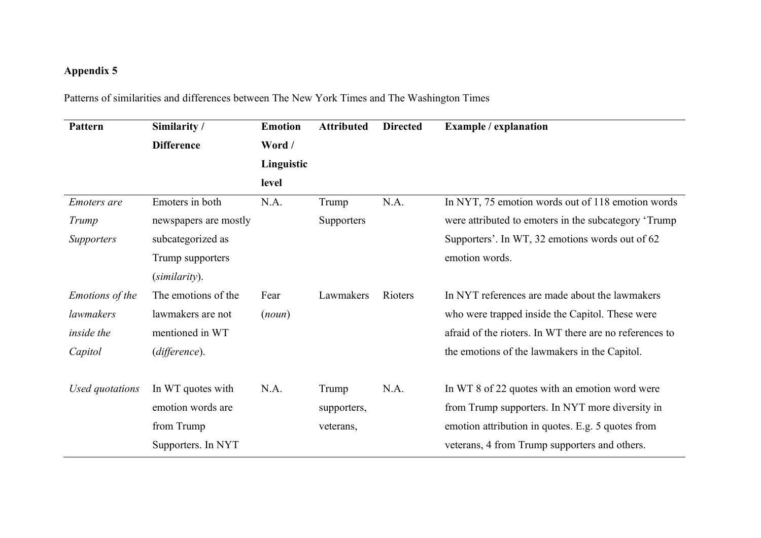**Appendix 5**

Patterns of similarities and differences between The New York Times and The Washington Times

| Pattern | Similarity / Difference | Emotion Word / Linguistic level | Attributed | Directed | Example / explanation |
|---|---|---|---|---|---|
| *Emoters are Trump Supporters* | Emoters in both newspapers are mostly subcategorized as Trump supporters (*similarity*). | N.A. | Trump Supporters | N.A. | In NYT, 75 emotion words out of 118 emotion words were attributed to emoters in the subcategory 'Trump Supporters'. In WT, 32 emotions words out of 62 emotion words. |
| *Emotions of the lawmakers inside the Capitol* | The emotions of the lawmakers are not mentioned in WT (*difference*). | Fear (*noun*) | Lawmakers | Rioters | In NYT references are made about the lawmakers who were trapped inside the Capitol. These were afraid of the rioters. In WT there are no references to the emotions of the lawmakers in the Capitol. |
| *Used quotations* | In WT quotes with emotion words are from Trump Supporters. In NYT | N.A. | Trump supporters, veterans, | N.A. | In WT 8 of 22 quotes with an emotion word were from Trump supporters. In NYT more diversity in emotion attribution in quotes. E.g. 5 quotes from veterans, 4 from Trump supporters and others. |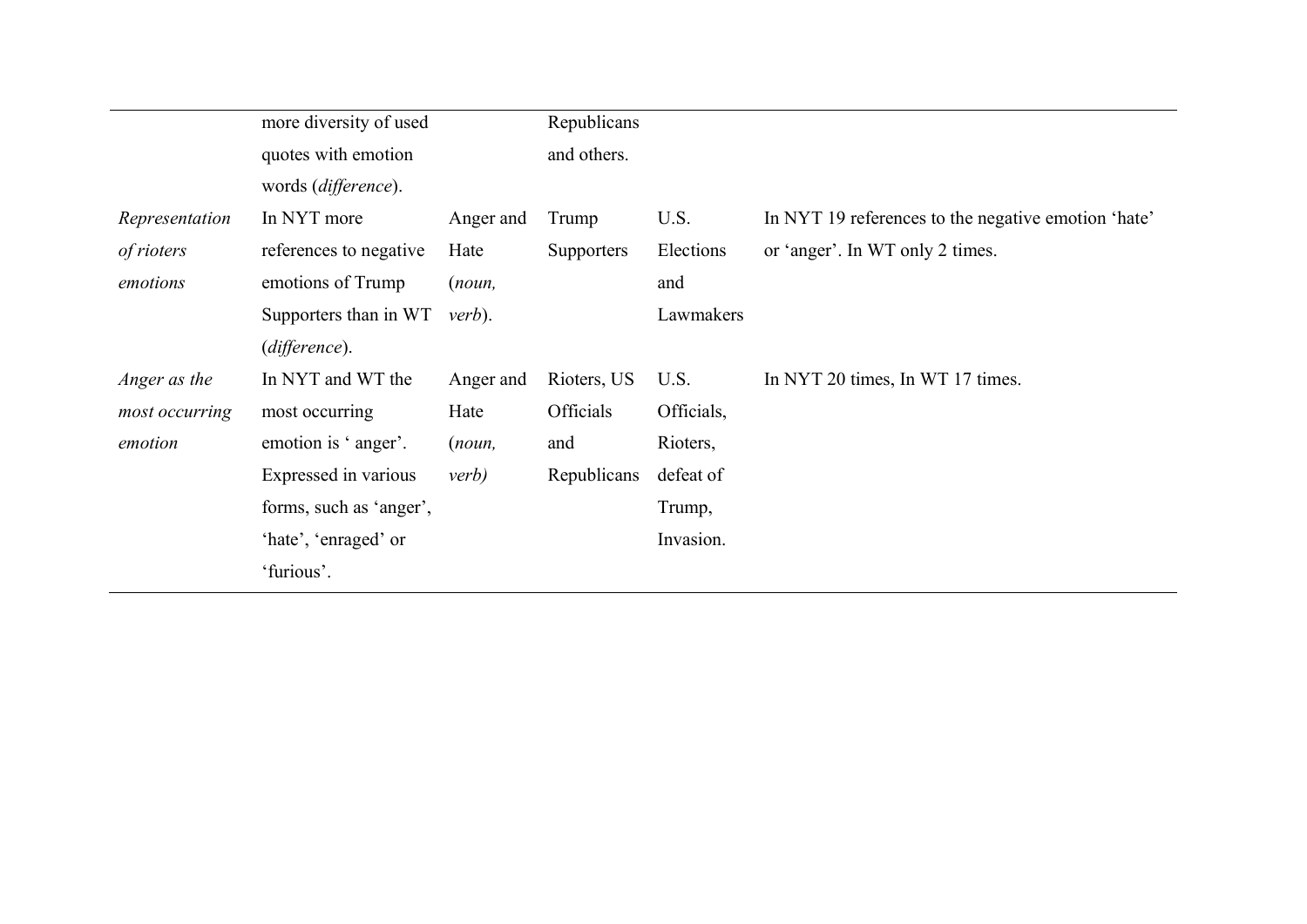| | | | | | |
|---|---|---|---|---|---|
| | more diversity of used quotes with emotion words (*difference*). | | Republicans and others. | | |
| *Representation of rioters emotions* | In NYT more references to negative emotions of Trump Supporters than in WT (*difference*). | Anger and Hate (*noun, verb*). | Trump Supporters | U.S. Elections and Lawmakers | In NYT 19 references to the negative emotion 'hate' or 'anger'. In WT only 2 times. |
| *Anger as the most occurring emotion* | In NYT and WT the most occurring emotion is ' anger'. Expressed in various forms, such as 'anger', 'hate', 'enraged' or 'furious'. | Anger and Hate (*noun, verb)* | Rioters, US Officials and Republicans | U.S. Officials, Rioters, defeat of Trump, Invasion. | In NYT 20 times, In WT 17 times. |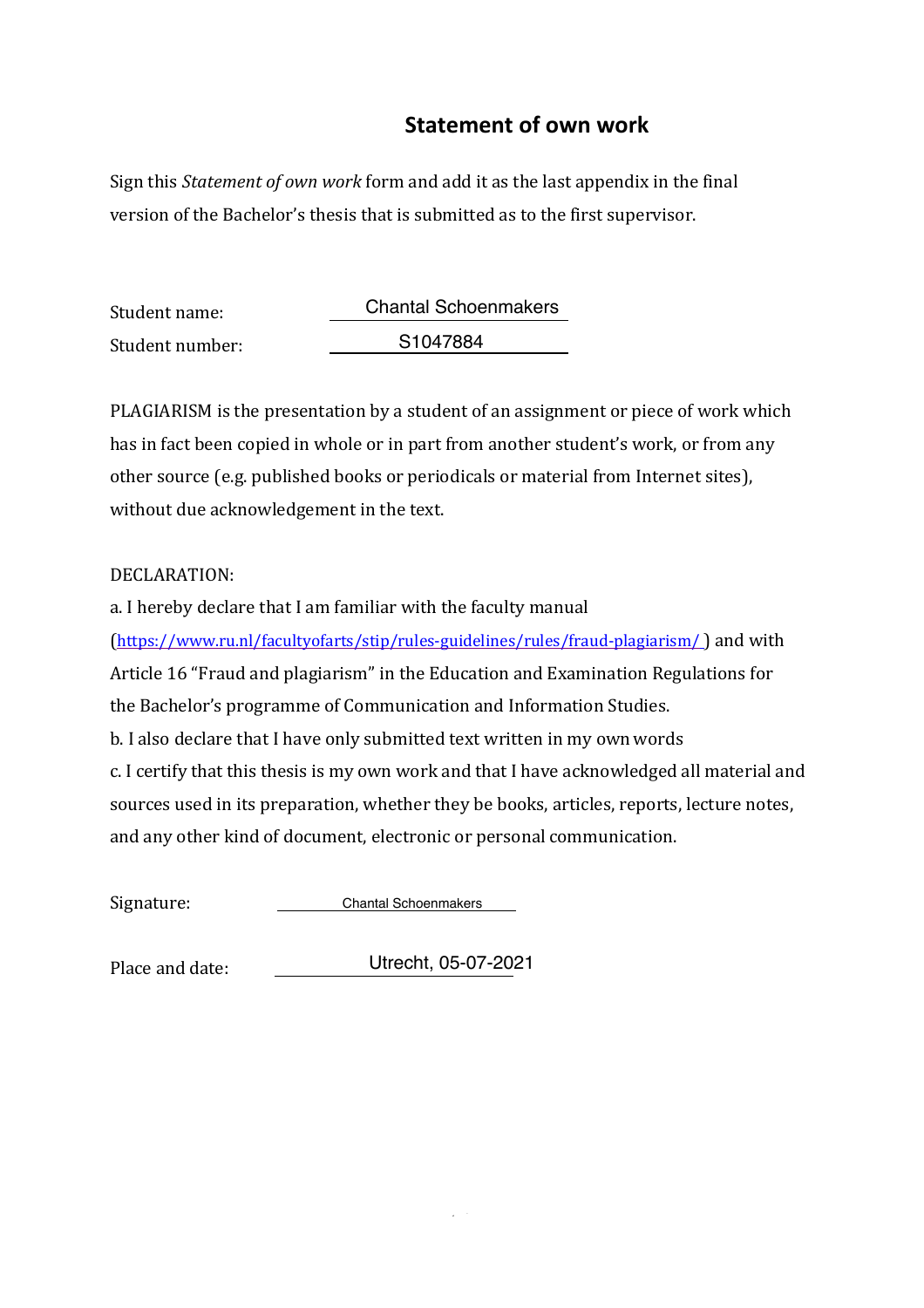# Statement of own work

Sign this *Statement of own work* form and add it as the last appendix in the final version of the Bachelor's thesis that is submitted as to the first supervisor.

Student name: Chantal Schoenmakers

Student number: S1047884

PLAGIARISM is the presentation by a student of an assignment or piece of work which has in fact been copied in whole or in part from another student's work, or from any other source (e.g. published books or periodicals or material from Internet sites), without due acknowledgement in the text.

DECLARATION:

a. I hereby declare that I am familiar with the faculty manual (https://www.ru.nl/facultyofarts/stip/rules-guidelines/rules/fraud-plagiarism/) and with Article 16 "Fraud and plagiarism" in the Education and Examination Regulations for the Bachelor's programme of Communication and Information Studies.

b. I also declare that I have only submitted text written in my own words

c. I certify that this thesis is my own work and that I have acknowledged all material and sources used in its preparation, whether they be books, articles, reports, lecture notes, and any other kind of document, electronic or personal communication.

Signature: Chantal Schoenmakers

Place and date: Utrecht, 05-07-2021